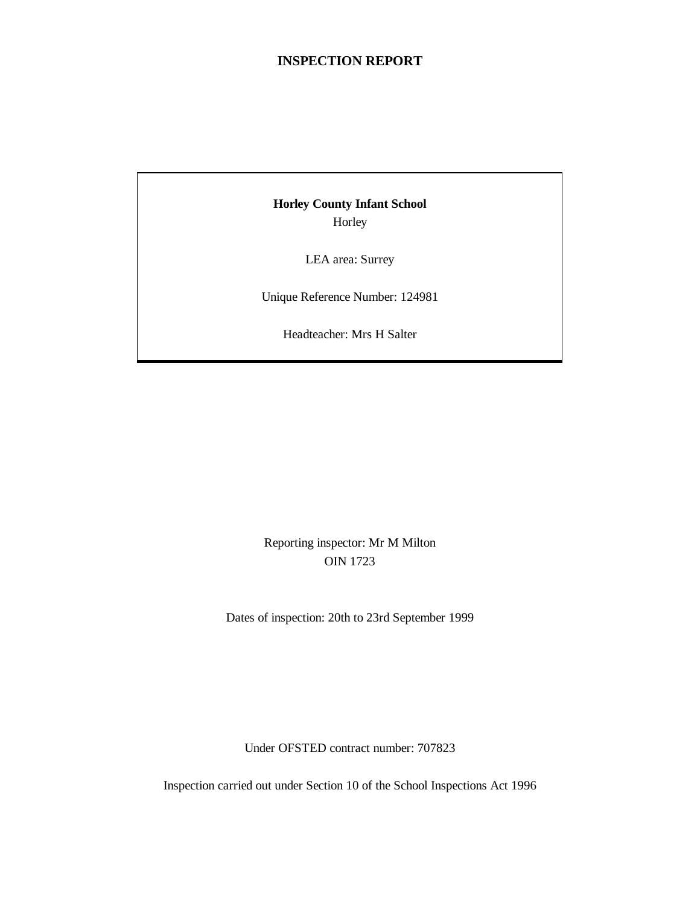# INSPECTION REPORT

**Horley County Infant School**

Horley

LEA area: Surrey

Unique Reference Number: 124981

Headteacher: Mrs H Salter

Reporting inspector: Mr M Milton

OIN 1723

Dates of inspection: 20th to 23rd September 1999

Under OFSTED contract number: 707823

Inspection carried out under Section 10 of the School Inspections Act 1996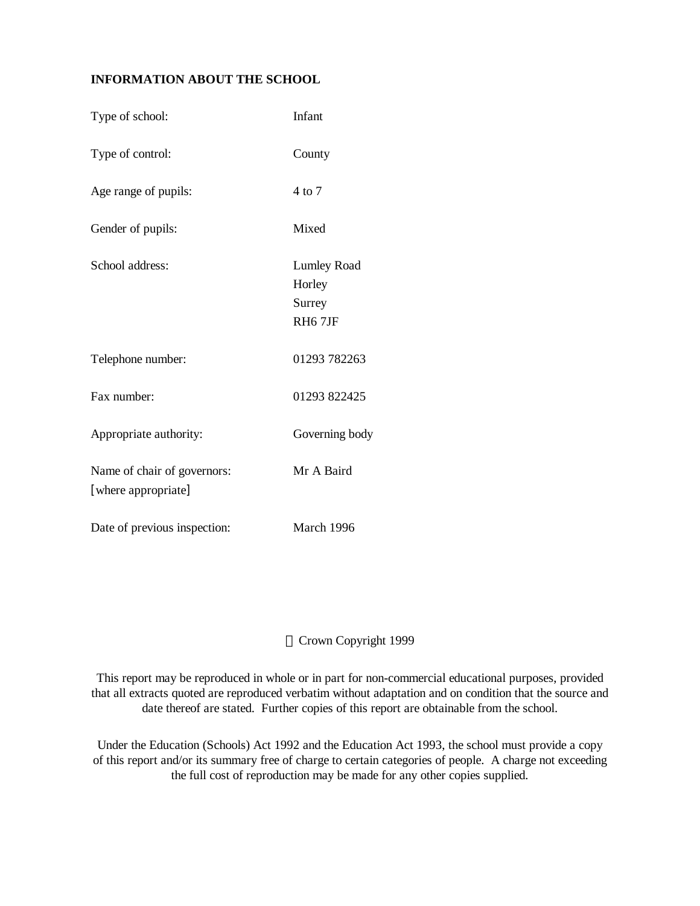**INFORMATION ABOUT THE SCHOOL**

| | |
|---|---|
| Type of school: | Infant |
| Type of control: | County |
| Age range of pupils: | 4 to 7 |
| Gender of pupils: | Mixed |
| School address: | Lumley Road<br>Horley<br>Surrey<br>RH6 7JF |
| Telephone number: | 01293 782263 |
| Fax number: | 01293 822425 |
| Appropriate authority: | Governing body |
| Name of chair of governors:<br>[where appropriate] | Mr A Baird |
| Date of previous inspection: | March 1996 |

© Crown Copyright 1999

This report may be reproduced in whole or in part for non-commercial educational purposes, provided that all extracts quoted are reproduced verbatim without adaptation and on condition that the source and date thereof are stated. Further copies of this report are obtainable from the school.

Under the Education (Schools) Act 1992 and the Education Act 1993, the school must provide a copy of this report and/or its summary free of charge to certain categories of people. A charge not exceeding the full cost of reproduction may be made for any other copies supplied.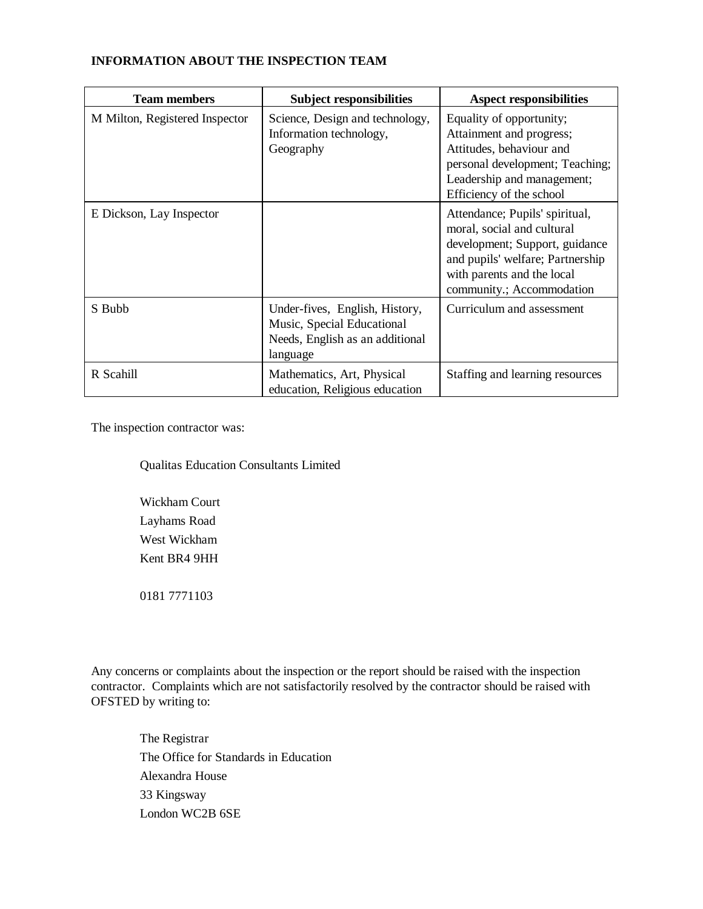## INFORMATION ABOUT THE INSPECTION TEAM

| Team members | Subject responsibilities | Aspect responsibilities |
|---|---|---|
| M Milton, Registered Inspector | Science, Design and technology, Information technology, Geography | Equality of opportunity; Attainment and progress; Attitudes, behaviour and personal development; Teaching; Leadership and management; Efficiency of the school |
| E Dickson, Lay Inspector | | Attendance; Pupils' spiritual, moral, social and cultural development; Support, guidance and pupils' welfare; Partnership with parents and the local community.; Accommodation |
| S Bubb | Under-fives, English, History, Music, Special Educational Needs, English as an additional language | Curriculum and assessment |
| R Scahill | Mathematics, Art, Physical education, Religious education | Staffing and learning resources |

The inspection contractor was:

Qualitas Education Consultants Limited

Wickham Court
Layhams Road
West Wickham
Kent BR4 9HH

0181 7771103

Any concerns or complaints about the inspection or the report should be raised with the inspection contractor. Complaints which are not satisfactorily resolved by the contractor should be raised with OFSTED by writing to:

The Registrar
The Office for Standards in Education
Alexandra House
33 Kingsway
London WC2B 6SE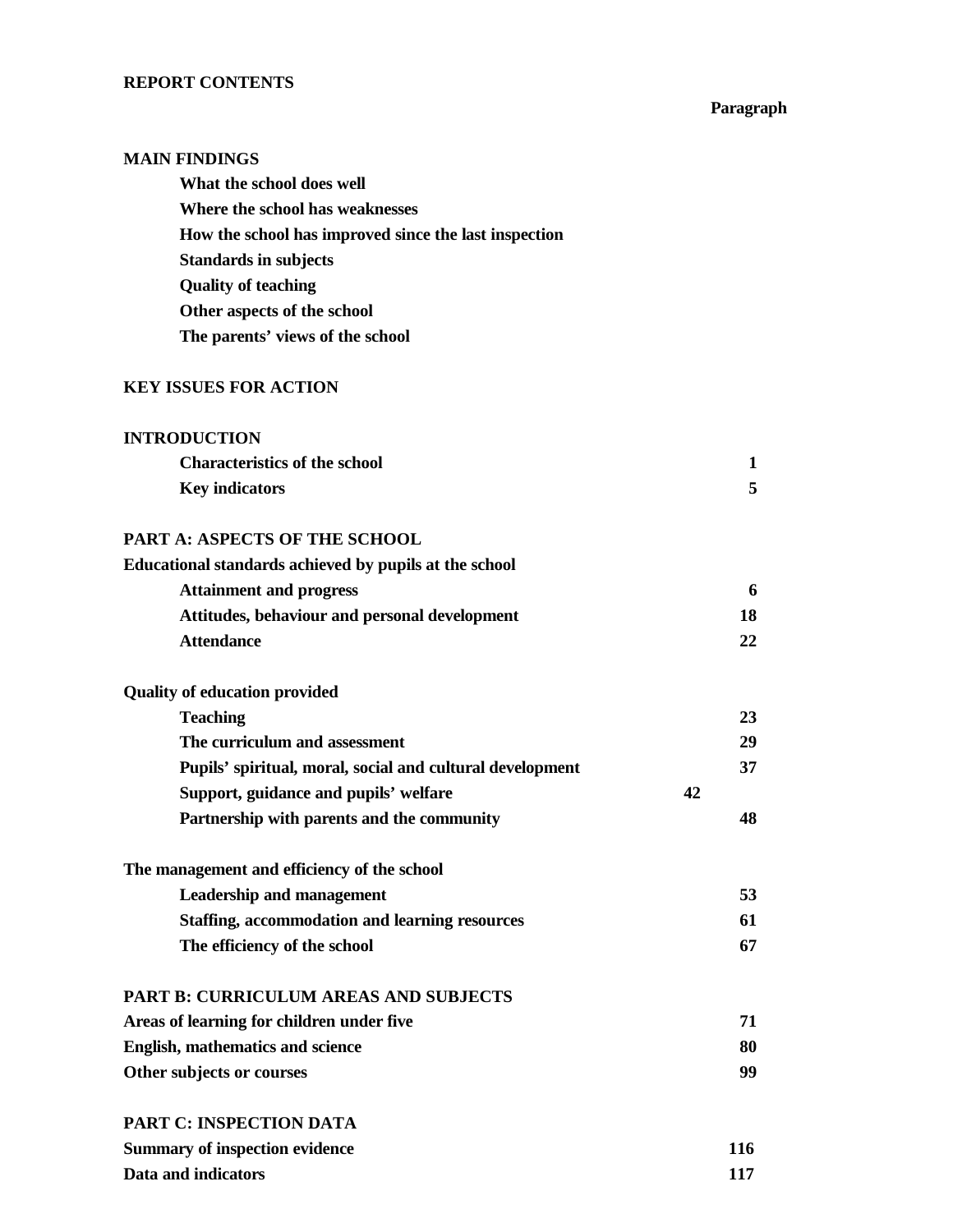**REPORT CONTENTS**

| | Paragraph |
|---|---|
| **MAIN FINDINGS** | |
| What the school does well | |
| Where the school has weaknesses | |
| How the school has improved since the last inspection | |
| Standards in subjects | |
| Quality of teaching | |
| Other aspects of the school | |
| The parents' views of the school | |
| **KEY ISSUES FOR ACTION** | |
| **INTRODUCTION** | |
| Characteristics of the school | 1 |
| Key indicators | 5 |
| **PART A: ASPECTS OF THE SCHOOL** | |
| **Educational standards achieved by pupils at the school** | |
| Attainment and progress | 6 |
| Attitudes, behaviour and personal development | 18 |
| Attendance | 22 |
| **Quality of education provided** | |
| Teaching | 23 |
| The curriculum and assessment | 29 |
| Pupils' spiritual, moral, social and cultural development | 37 |
| Support, guidance and pupils' welfare | 42 |
| Partnership with parents and the community | 48 |
| **The management and efficiency of the school** | |
| Leadership and management | 53 |
| Staffing, accommodation and learning resources | 61 |
| The efficiency of the school | 67 |
| **PART B: CURRICULUM AREAS AND SUBJECTS** | |
| Areas of learning for children under five | 71 |
| English, mathematics and science | 80 |
| Other subjects or courses | 99 |
| **PART C: INSPECTION DATA** | |
| Summary of inspection evidence | 116 |
| Data and indicators | 117 |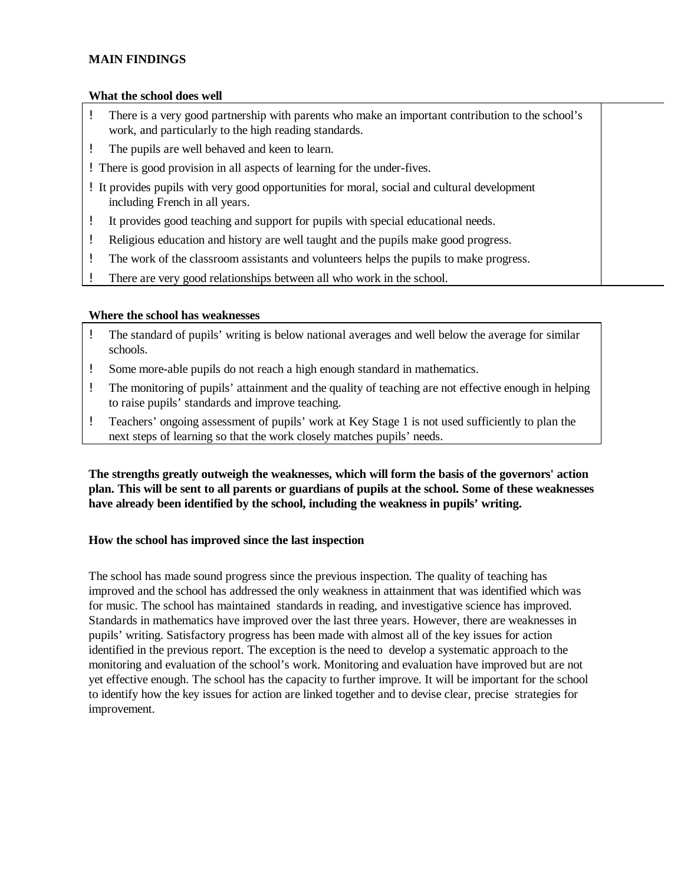## MAIN FINDINGS

### What the school does well

- There is a very good partnership with parents who make an important contribution to the school's work, and particularly to the high reading standards.
- The pupils are well behaved and keen to learn.
- There is good provision in all aspects of learning for the under-fives.
- It provides pupils with very good opportunities for moral, social and cultural development including French in all years.
- It provides good teaching and support for pupils with special educational needs.
- Religious education and history are well taught and the pupils make good progress.
- The work of the classroom assistants and volunteers helps the pupils to make progress.
- There are very good relationships between all who work in the school.

### Where the school has weaknesses

- The standard of pupils' writing is below national averages and well below the average for similar schools.
- Some more-able pupils do not reach a high enough standard in mathematics.
- The monitoring of pupils' attainment and the quality of teaching are not effective enough in helping to raise pupils' standards and improve teaching.
- Teachers' ongoing assessment of pupils' work at Key Stage 1 is not used sufficiently to plan the next steps of learning so that the work closely matches pupils' needs.

**The strengths greatly outweigh the weaknesses, which will form the basis of the governors' action plan. This will be sent to all parents or guardians of pupils at the school. Some of these weaknesses have already been identified by the school, including the weakness in pupils' writing.**

### How the school has improved since the last inspection

The school has made sound progress since the previous inspection. The quality of teaching has improved and the school has addressed the only weakness in attainment that was identified which was for music. The school has maintained standards in reading, and investigative science has improved. Standards in mathematics have improved over the last three years. However, there are weaknesses in pupils' writing. Satisfactory progress has been made with almost all of the key issues for action identified in the previous report. The exception is the need to develop a systematic approach to the monitoring and evaluation of the school's work. Monitoring and evaluation have improved but are not yet effective enough. The school has the capacity to further improve. It will be important for the school to identify how the key issues for action are linked together and to devise clear, precise strategies for improvement.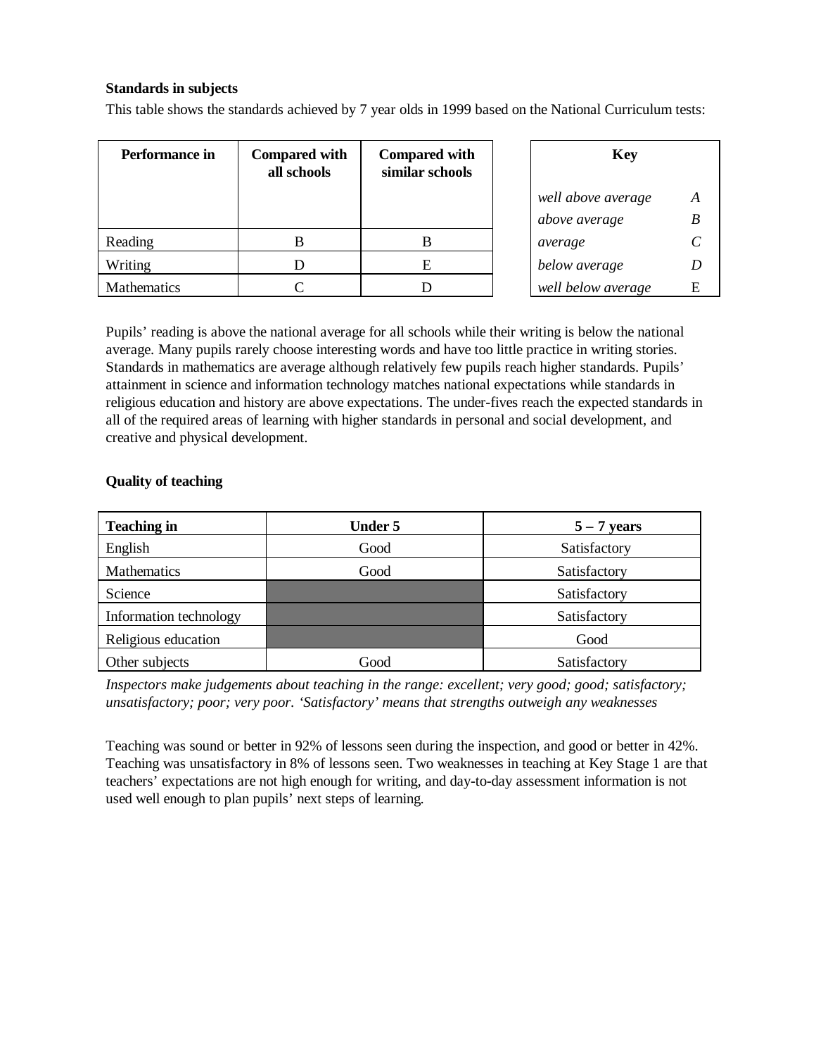**Standards in subjects**

This table shows the standards achieved by 7 year olds in 1999 based on the National Curriculum tests:

| Performance in | Compared with all schools | Compared with similar schools |
|---|---|---|
| Reading | B | B |
| Writing | D | E |
| Mathematics | C | D |

| Key | |
|---|---|
| *well above average* | *A* |
| *above average* | *B* |
| *average* | *C* |
| *below average* | *D* |
| *well below average* | E |

Pupils' reading is above the national average for all schools while their writing is below the national average. Many pupils rarely choose interesting words and have too little practice in writing stories. Standards in mathematics are average although relatively few pupils reach higher standards. Pupils' attainment in science and information technology matches national expectations while standards in religious education and history are above expectations. The under-fives reach the expected standards in all of the required areas of learning with higher standards in personal and social development, and creative and physical development.

**Quality of teaching**

| Teaching in | Under 5 | 5 – 7 years |
|---|---|---|
| English | Good | Satisfactory |
| Mathematics | Good | Satisfactory |
| Science | | Satisfactory |
| Information technology | | Satisfactory |
| Religious education | | Good |
| Other subjects | Good | Satisfactory |

*Inspectors make judgements about teaching in the range: excellent; very good; good; satisfactory; unsatisfactory; poor; very poor. 'Satisfactory' means that strengths outweigh any weaknesses*

Teaching was sound or better in 92% of lessons seen during the inspection, and good or better in 42%. Teaching was unsatisfactory in 8% of lessons seen. Two weaknesses in teaching at Key Stage 1 are that teachers' expectations are not high enough for writing, and day-to-day assessment information is not used well enough to plan pupils' next steps of learning.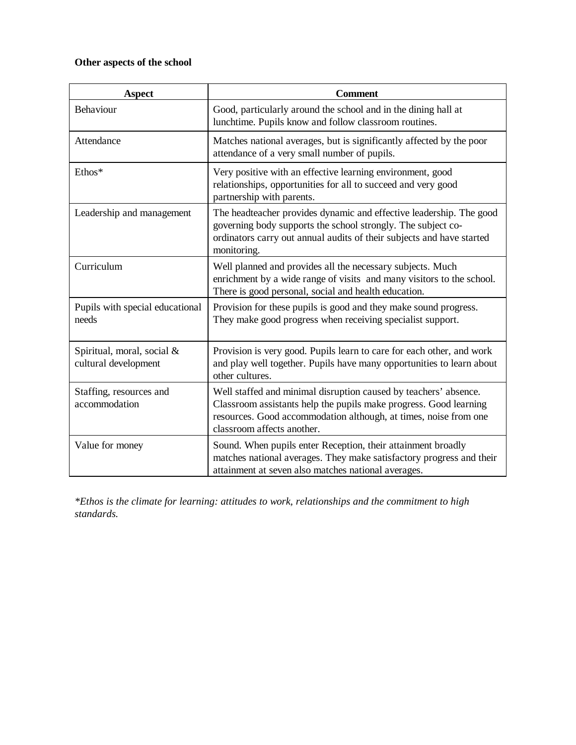**Other aspects of the school**

| Aspect | Comment |
|---|---|
| Behaviour | Good, particularly around the school and in the dining hall at lunchtime. Pupils know and follow classroom routines. |
| Attendance | Matches national averages, but is significantly affected by the poor attendance of a very small number of pupils. |
| Ethos* | Very positive with an effective learning environment, good relationships, opportunities for all to succeed and very good partnership with parents. |
| Leadership and management | The headteacher provides dynamic and effective leadership. The good governing body supports the school strongly. The subject co-ordinators carry out annual audits of their subjects and have started monitoring. |
| Curriculum | Well planned and provides all the necessary subjects. Much enrichment by a wide range of visits and many visitors to the school. There is good personal, social and health education. |
| Pupils with special educational needs | Provision for these pupils is good and they make sound progress. They make good progress when receiving specialist support. |
| Spiritual, moral, social & cultural development | Provision is very good. Pupils learn to care for each other, and work and play well together. Pupils have many opportunities to learn about other cultures. |
| Staffing, resources and accommodation | Well staffed and minimal disruption caused by teachers' absence. Classroom assistants help the pupils make progress. Good learning resources. Good accommodation although, at times, noise from one classroom affects another. |
| Value for money | Sound. When pupils enter Reception, their attainment broadly matches national averages. They make satisfactory progress and their attainment at seven also matches national averages. |

*\*Ethos is the climate for learning: attitudes to work, relationships and the commitment to high standards.*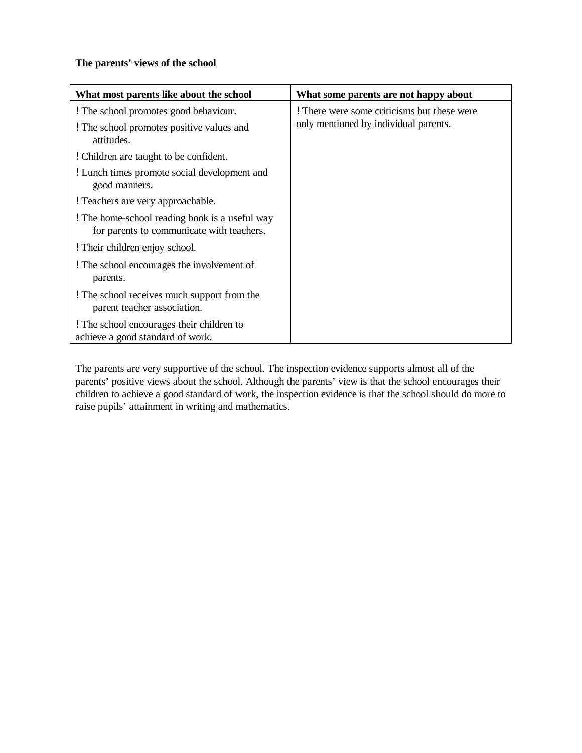**The parents' views of the school**

| What most parents like about the school | What some parents are not happy about |
|---|---|
| ! The school promotes good behaviour.<br>! The school promotes positive values and attitudes.<br>! Children are taught to be confident.<br>! Lunch times promote social development and good manners.<br>! Teachers are very approachable.<br>! The home-school reading book is a useful way for parents to communicate with teachers.<br>! Their children enjoy school.<br>! The school encourages the involvement of parents.<br>! The school receives much support from the parent teacher association.<br>! The school encourages their children to achieve a good standard of work. | ! There were some criticisms but these were only mentioned by individual parents. |

The parents are very supportive of the school. The inspection evidence supports almost all of the parents' positive views about the school. Although the parents' view is that the school encourages their children to achieve a good standard of work, the inspection evidence is that the school should do more to raise pupils' attainment in writing and mathematics.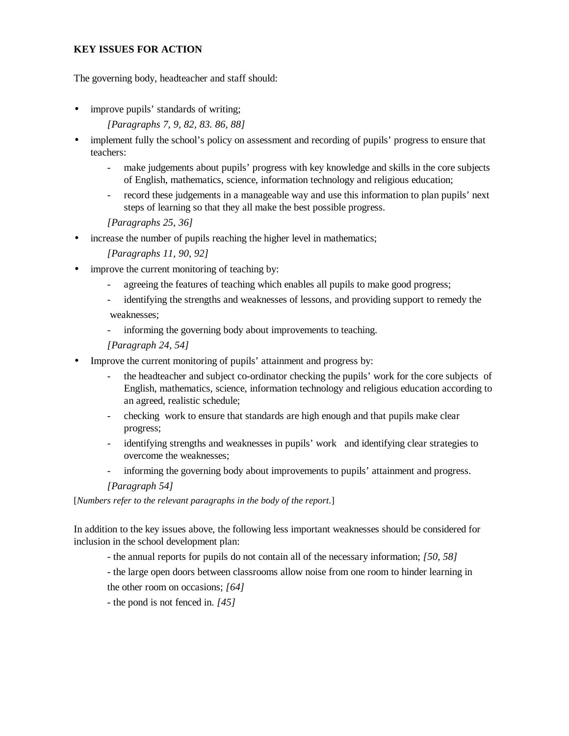## KEY ISSUES FOR ACTION

The governing body, headteacher and staff should:

- improve pupils' standards of writing;

  *[Paragraphs 7, 9, 82, 83. 86, 88]*

- implement fully the school's policy on assessment and recording of pupils' progress to ensure that teachers:
  - make judgements about pupils' progress with key knowledge and skills in the core subjects of English, mathematics, science, information technology and religious education;
  - record these judgements in a manageable way and use this information to plan pupils' next steps of learning so that they all make the best possible progress.

  *[Paragraphs 25, 36]*

- increase the number of pupils reaching the higher level in mathematics;

  *[Paragraphs 11, 90, 92]*

- improve the current monitoring of teaching by:
  - agreeing the features of teaching which enables all pupils to make good progress;
  - identifying the strengths and weaknesses of lessons, and providing support to remedy the weaknesses;
  - informing the governing body about improvements to teaching.

  *[Paragraph 24, 54]*

- Improve the current monitoring of pupils' attainment and progress by:
  - the headteacher and subject co-ordinator checking the pupils' work for the core subjects of English, mathematics, science, information technology and religious education according to an agreed, realistic schedule;
  - checking work to ensure that standards are high enough and that pupils make clear progress;
  - identifying strengths and weaknesses in pupils' work and identifying clear strategies to overcome the weaknesses;
  - informing the governing body about improvements to pupils' attainment and progress.

  *[Paragraph 54]*

[*Numbers refer to the relevant paragraphs in the body of the report.*]

In addition to the key issues above, the following less important weaknesses should be considered for inclusion in the school development plan:

- the annual reports for pupils do not contain all of the necessary information; *[50, 58]*
- the large open doors between classrooms allow noise from one room to hinder learning in the other room on occasions; *[64]*
- the pond is not fenced in. *[45]*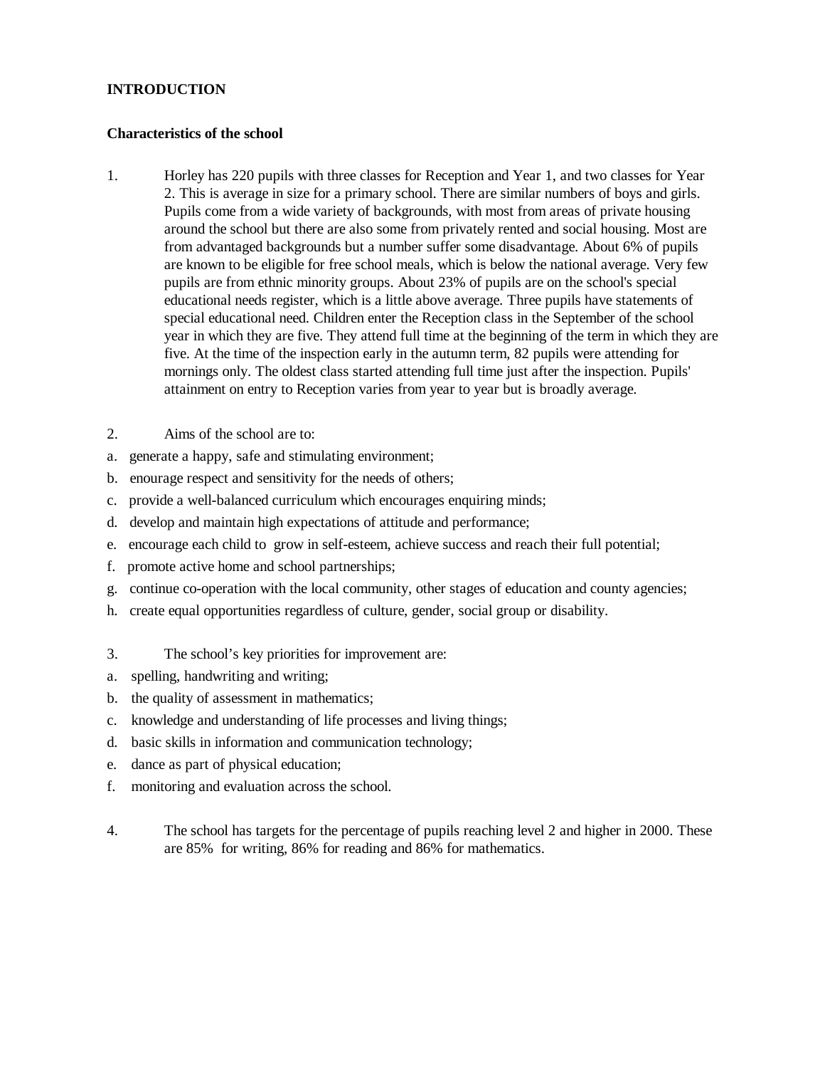## INTRODUCTION

### Characteristics of the school

1. Horley has 220 pupils with three classes for Reception and Year 1, and two classes for Year 2. This is average in size for a primary school. There are similar numbers of boys and girls. Pupils come from a wide variety of backgrounds, with most from areas of private housing around the school but there are also some from privately rented and social housing. Most are from advantaged backgrounds but a number suffer some disadvantage. About 6% of pupils are known to be eligible for free school meals, which is below the national average. Very few pupils are from ethnic minority groups. About 23% of pupils are on the school's special educational needs register, which is a little above average. Three pupils have statements of special educational need. Children enter the Reception class in the September of the school year in which they are five. They attend full time at the beginning of the term in which they are five. At the time of the inspection early in the autumn term, 82 pupils were attending for mornings only. The oldest class started attending full time just after the inspection. Pupils' attainment on entry to Reception varies from year to year but is broadly average.

2. Aims of the school are to:

a. generate a happy, safe and stimulating environment;
b. enourage respect and sensitivity for the needs of others;
c. provide a well-balanced curriculum which encourages enquiring minds;
d. develop and maintain high expectations of attitude and performance;
e. encourage each child to grow in self-esteem, achieve success and reach their full potential;
f. promote active home and school partnerships;
g. continue co-operation with the local community, other stages of education and county agencies;
h. create equal opportunities regardless of culture, gender, social group or disability.

3. The school's key priorities for improvement are:

a. spelling, handwriting and writing;
b. the quality of assessment in mathematics;
c. knowledge and understanding of life processes and living things;
d. basic skills in information and communication technology;
e. dance as part of physical education;
f. monitoring and evaluation across the school.

4. The school has targets for the percentage of pupils reaching level 2 and higher in 2000. These are 85% for writing, 86% for reading and 86% for mathematics.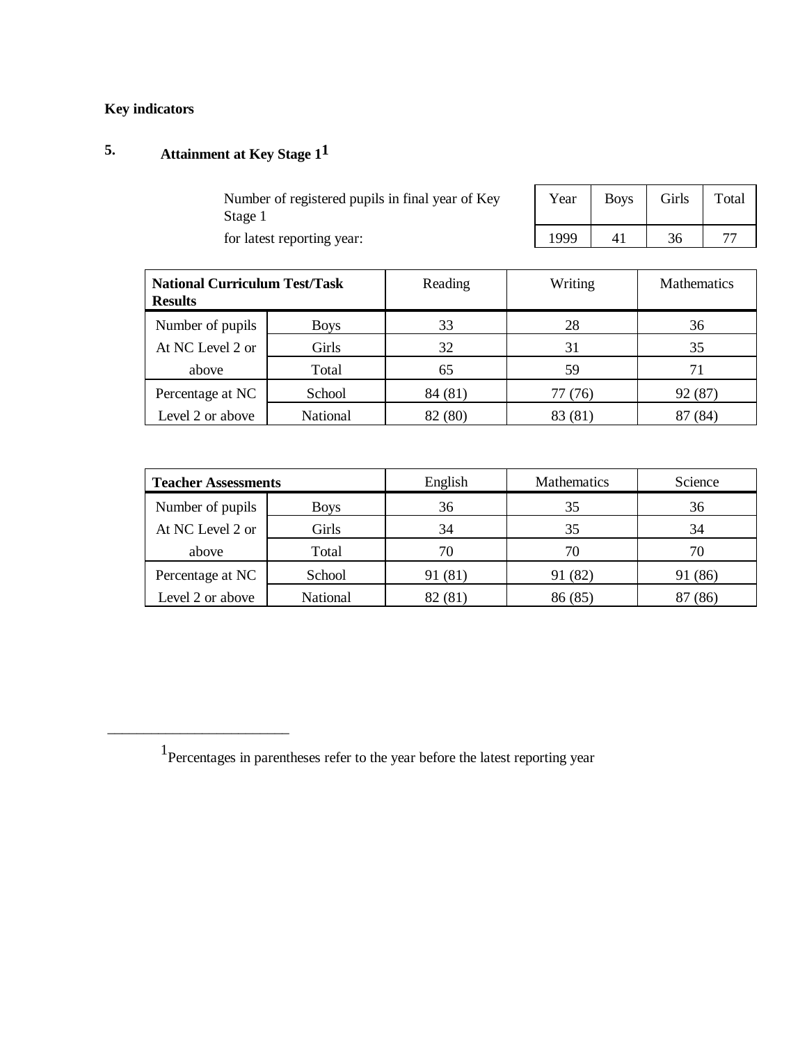**Key indicators**

## 5. Attainment at Key Stage 1[1]

Number of registered pupils in final year of Key Stage 1 for latest reporting year:

| Year | Boys | Girls | Total |
|---|---|---|---|
| 1999 | 41 | 36 | 77 |

| National Curriculum Test/Task Results | | Reading | Writing | Mathematics |
|---|---|---|---|---|
| Number of pupils At NC Level 2 or above | Boys | 33 | 28 | 36 |
| | Girls | 32 | 31 | 35 |
| | Total | 65 | 59 | 71 |
| Percentage at NC Level 2 or above | School | 84 (81) | 77 (76) | 92 (87) |
| | National | 82 (80) | 83 (81) | 87 (84) |

| Teacher Assessments | | English | Mathematics | Science |
|---|---|---|---|---|
| Number of pupils At NC Level 2 or above | Boys | 36 | 35 | 36 |
| | Girls | 34 | 35 | 34 |
| | Total | 70 | 70 | 70 |
| Percentage at NC Level 2 or above | School | 91 (81) | 91 (82) | 91 (86) |
| | National | 82 (81) | 86 (85) | 87 (86) |

---

[1] Percentages in parentheses refer to the year before the latest reporting year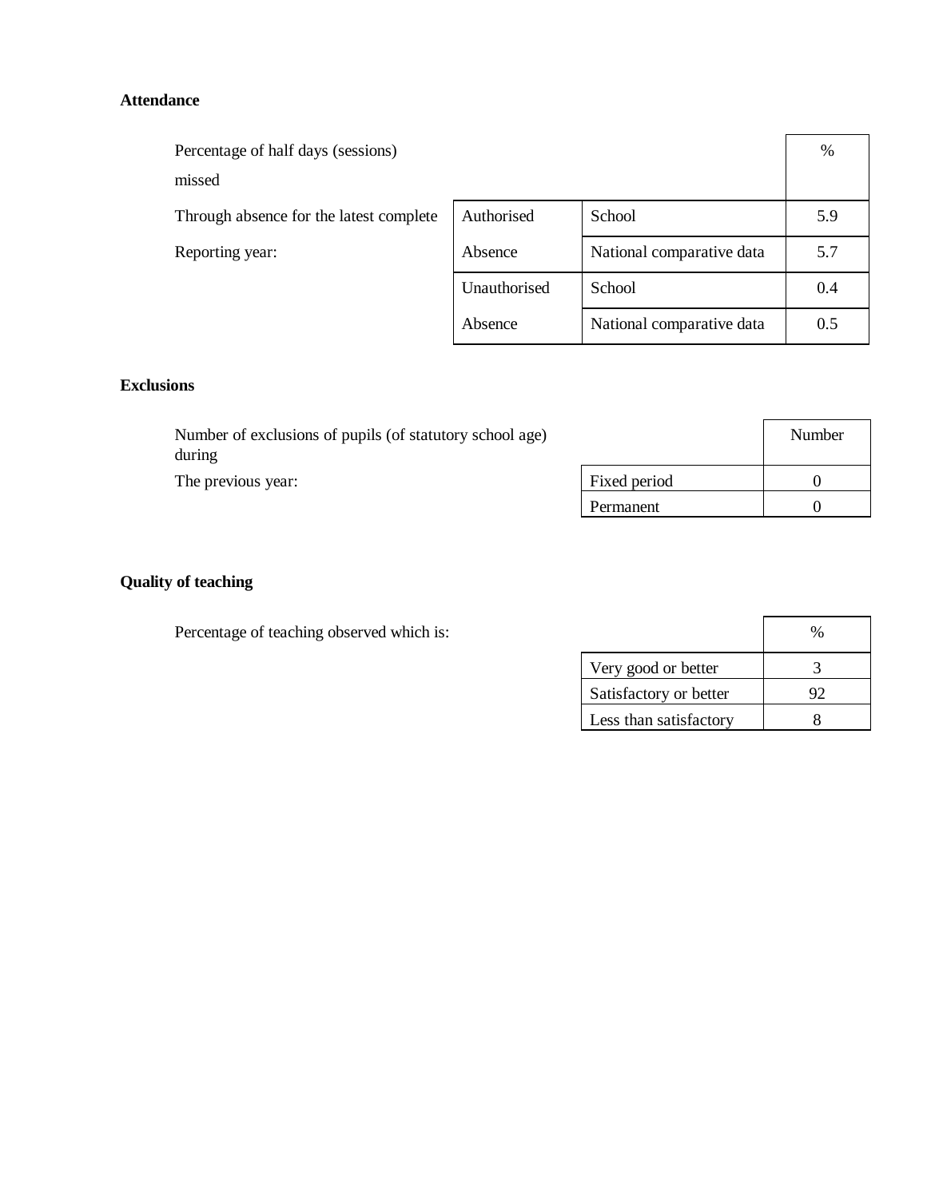**Attendance**

Percentage of half days (sessions) missed

Through absence for the latest complete Reporting year:

| | | % |
|---|---|---|
| Authorised Absence | School | 5.9 |
| | National comparative data | 5.7 |
| Unauthorised Absence | School | 0.4 |
| | National comparative data | 0.5 |

**Exclusions**

Number of exclusions of pupils (of statutory school age) during The previous year:

| | Number |
|---|---|
| Fixed period | 0 |
| Permanent | 0 |

**Quality of teaching**

Percentage of teaching observed which is:

| | % |
|---|---|
| Very good or better | 3 |
| Satisfactory or better | 92 |
| Less than satisfactory | 8 |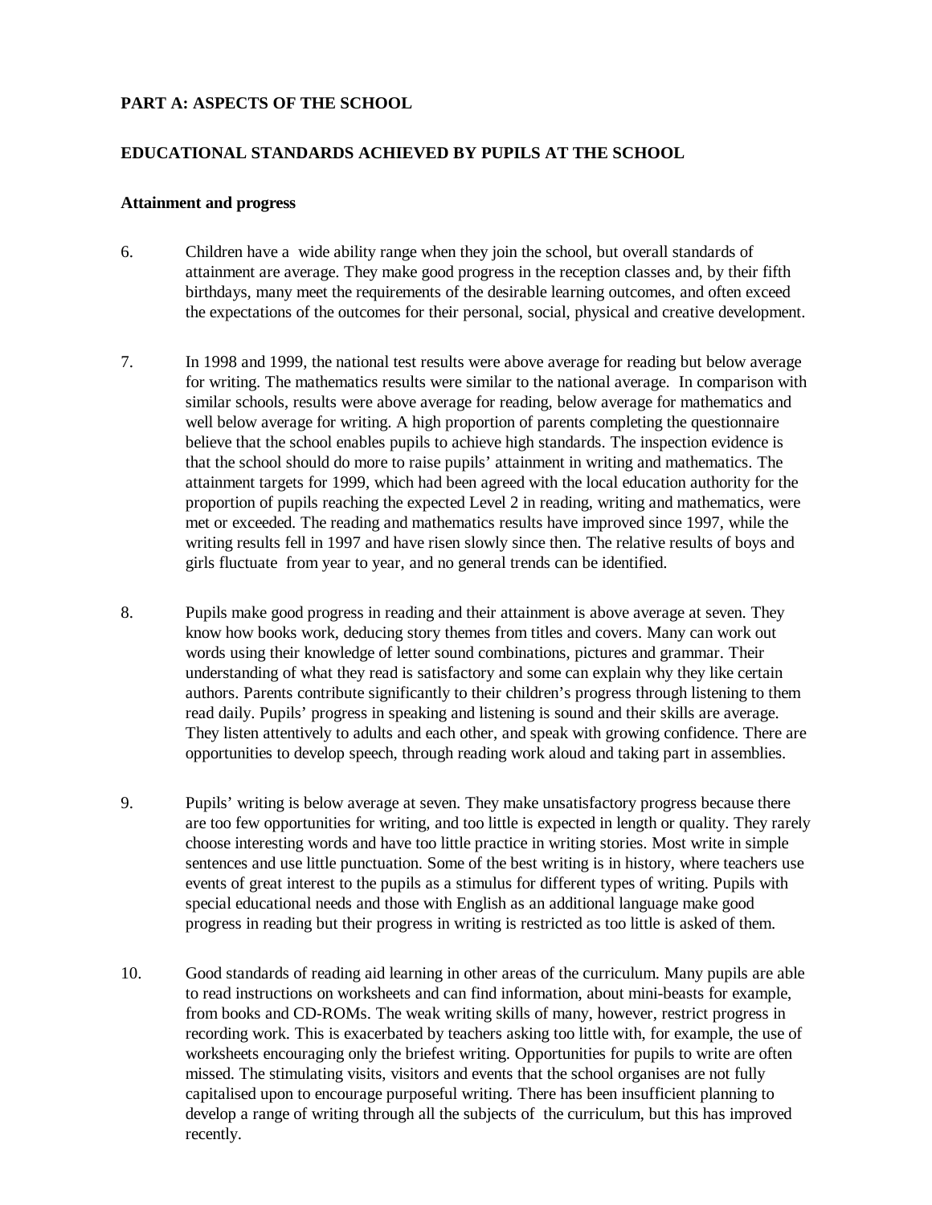## PART A: ASPECTS OF THE SCHOOL

## EDUCATIONAL STANDARDS ACHIEVED BY PUPILS AT THE SCHOOL

### Attainment and progress

6. Children have a wide ability range when they join the school, but overall standards of attainment are average. They make good progress in the reception classes and, by their fifth birthdays, many meet the requirements of the desirable learning outcomes, and often exceed the expectations of the outcomes for their personal, social, physical and creative development.

7. In 1998 and 1999, the national test results were above average for reading but below average for writing. The mathematics results were similar to the national average. In comparison with similar schools, results were above average for reading, below average for mathematics and well below average for writing. A high proportion of parents completing the questionnaire believe that the school enables pupils to achieve high standards. The inspection evidence is that the school should do more to raise pupils' attainment in writing and mathematics. The attainment targets for 1999, which had been agreed with the local education authority for the proportion of pupils reaching the expected Level 2 in reading, writing and mathematics, were met or exceeded. The reading and mathematics results have improved since 1997, while the writing results fell in 1997 and have risen slowly since then. The relative results of boys and girls fluctuate from year to year, and no general trends can be identified.

8. Pupils make good progress in reading and their attainment is above average at seven. They know how books work, deducing story themes from titles and covers. Many can work out words using their knowledge of letter sound combinations, pictures and grammar. Their understanding of what they read is satisfactory and some can explain why they like certain authors. Parents contribute significantly to their children's progress through listening to them read daily. Pupils' progress in speaking and listening is sound and their skills are average. They listen attentively to adults and each other, and speak with growing confidence. There are opportunities to develop speech, through reading work aloud and taking part in assemblies.

9. Pupils' writing is below average at seven. They make unsatisfactory progress because there are too few opportunities for writing, and too little is expected in length or quality. They rarely choose interesting words and have too little practice in writing stories. Most write in simple sentences and use little punctuation. Some of the best writing is in history, where teachers use events of great interest to the pupils as a stimulus for different types of writing. Pupils with special educational needs and those with English as an additional language make good progress in reading but their progress in writing is restricted as too little is asked of them.

10. Good standards of reading aid learning in other areas of the curriculum. Many pupils are able to read instructions on worksheets and can find information, about mini-beasts for example, from books and CD-ROMs. The weak writing skills of many, however, restrict progress in recording work. This is exacerbated by teachers asking too little with, for example, the use of worksheets encouraging only the briefest writing. Opportunities for pupils to write are often missed. The stimulating visits, visitors and events that the school organises are not fully capitalised upon to encourage purposeful writing. There has been insufficient planning to develop a range of writing through all the subjects of the curriculum, but this has improved recently.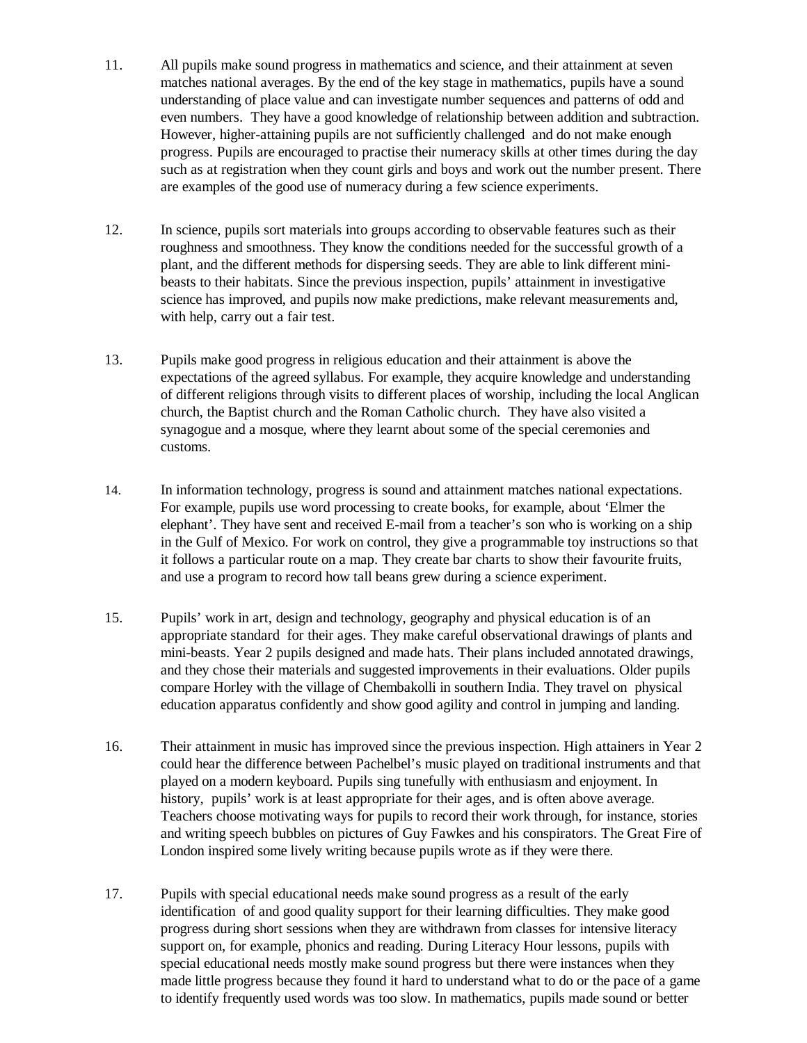11. All pupils make sound progress in mathematics and science, and their attainment at seven matches national averages. By the end of the key stage in mathematics, pupils have a sound understanding of place value and can investigate number sequences and patterns of odd and even numbers. They have a good knowledge of relationship between addition and subtraction. However, higher-attaining pupils are not sufficiently challenged and do not make enough progress. Pupils are encouraged to practise their numeracy skills at other times during the day such as at registration when they count girls and boys and work out the number present. There are examples of the good use of numeracy during a few science experiments.

12. In science, pupils sort materials into groups according to observable features such as their roughness and smoothness. They know the conditions needed for the successful growth of a plant, and the different methods for dispersing seeds. They are able to link different mini-beasts to their habitats. Since the previous inspection, pupils' attainment in investigative science has improved, and pupils now make predictions, make relevant measurements and, with help, carry out a fair test.

13. Pupils make good progress in religious education and their attainment is above the expectations of the agreed syllabus. For example, they acquire knowledge and understanding of different religions through visits to different places of worship, including the local Anglican church, the Baptist church and the Roman Catholic church. They have also visited a synagogue and a mosque, where they learnt about some of the special ceremonies and customs.

14. In information technology, progress is sound and attainment matches national expectations. For example, pupils use word processing to create books, for example, about 'Elmer the elephant'. They have sent and received E-mail from a teacher's son who is working on a ship in the Gulf of Mexico. For work on control, they give a programmable toy instructions so that it follows a particular route on a map. They create bar charts to show their favourite fruits, and use a program to record how tall beans grew during a science experiment.

15. Pupils' work in art, design and technology, geography and physical education is of an appropriate standard for their ages. They make careful observational drawings of plants and mini-beasts. Year 2 pupils designed and made hats. Their plans included annotated drawings, and they chose their materials and suggested improvements in their evaluations. Older pupils compare Horley with the village of Chembakolli in southern India. They travel on physical education apparatus confidently and show good agility and control in jumping and landing.

16. Their attainment in music has improved since the previous inspection. High attainers in Year 2 could hear the difference between Pachelbel's music played on traditional instruments and that played on a modern keyboard. Pupils sing tunefully with enthusiasm and enjoyment. In history, pupils' work is at least appropriate for their ages, and is often above average. Teachers choose motivating ways for pupils to record their work through, for instance, stories and writing speech bubbles on pictures of Guy Fawkes and his conspirators. The Great Fire of London inspired some lively writing because pupils wrote as if they were there.

17. Pupils with special educational needs make sound progress as a result of the early identification of and good quality support for their learning difficulties. They make good progress during short sessions when they are withdrawn from classes for intensive literacy support on, for example, phonics and reading. During Literacy Hour lessons, pupils with special educational needs mostly make sound progress but there were instances when they made little progress because they found it hard to understand what to do or the pace of a game to identify frequently used words was too slow. In mathematics, pupils made sound or better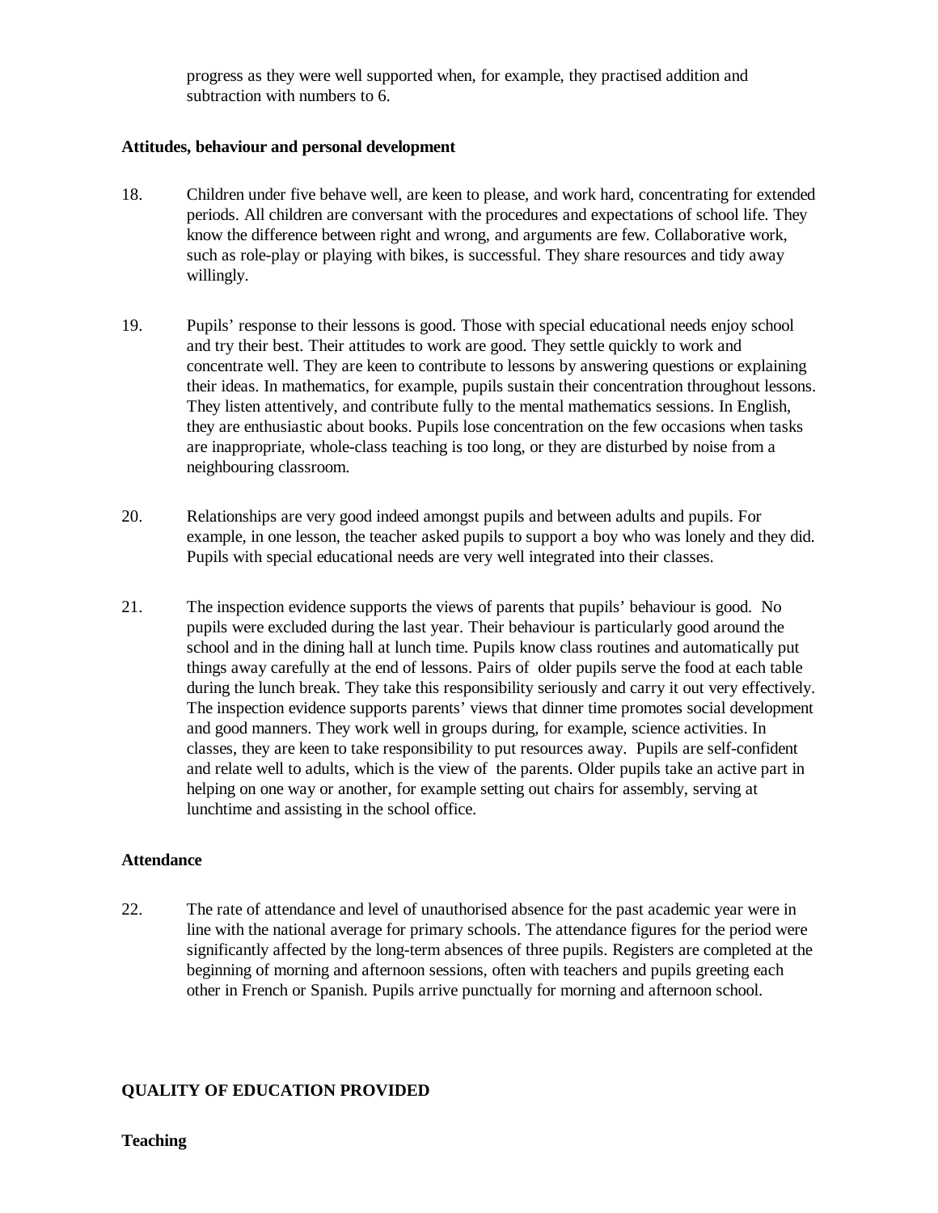progress as they were well supported when, for example, they practised addition and subtraction with numbers to 6.

**Attitudes, behaviour and personal development**

18. Children under five behave well, are keen to please, and work hard, concentrating for extended periods. All children are conversant with the procedures and expectations of school life. They know the difference between right and wrong, and arguments are few. Collaborative work, such as role-play or playing with bikes, is successful. They share resources and tidy away willingly.

19. Pupils' response to their lessons is good. Those with special educational needs enjoy school and try their best. Their attitudes to work are good. They settle quickly to work and concentrate well. They are keen to contribute to lessons by answering questions or explaining their ideas. In mathematics, for example, pupils sustain their concentration throughout lessons. They listen attentively, and contribute fully to the mental mathematics sessions. In English, they are enthusiastic about books. Pupils lose concentration on the few occasions when tasks are inappropriate, whole-class teaching is too long, or they are disturbed by noise from a neighbouring classroom.

20. Relationships are very good indeed amongst pupils and between adults and pupils. For example, in one lesson, the teacher asked pupils to support a boy who was lonely and they did. Pupils with special educational needs are very well integrated into their classes.

21. The inspection evidence supports the views of parents that pupils' behaviour is good. No pupils were excluded during the last year. Their behaviour is particularly good around the school and in the dining hall at lunch time. Pupils know class routines and automatically put things away carefully at the end of lessons. Pairs of older pupils serve the food at each table during the lunch break. They take this responsibility seriously and carry it out very effectively. The inspection evidence supports parents' views that dinner time promotes social development and good manners. They work well in groups during, for example, science activities. In classes, they are keen to take responsibility to put resources away. Pupils are self-confident and relate well to adults, which is the view of the parents. Older pupils take an active part in helping on one way or another, for example setting out chairs for assembly, serving at lunchtime and assisting in the school office.

**Attendance**

22. The rate of attendance and level of unauthorised absence for the past academic year were in line with the national average for primary schools. The attendance figures for the period were significantly affected by the long-term absences of three pupils. Registers are completed at the beginning of morning and afternoon sessions, often with teachers and pupils greeting each other in French or Spanish. Pupils arrive punctually for morning and afternoon school.

## QUALITY OF EDUCATION PROVIDED

**Teaching**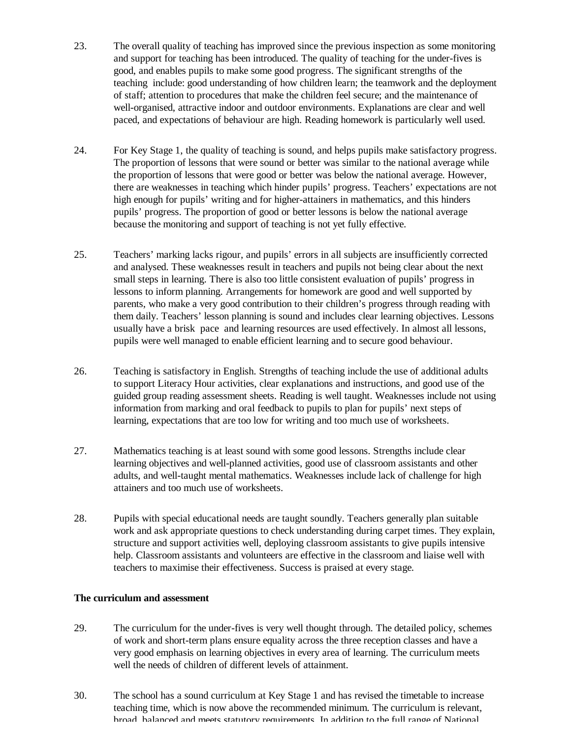23. The overall quality of teaching has improved since the previous inspection as some monitoring and support for teaching has been introduced. The quality of teaching for the under-fives is good, and enables pupils to make some good progress. The significant strengths of the teaching include: good understanding of how children learn; the teamwork and the deployment of staff; attention to procedures that make the children feel secure; and the maintenance of well-organised, attractive indoor and outdoor environments. Explanations are clear and well paced, and expectations of behaviour are high. Reading homework is particularly well used.

24. For Key Stage 1, the quality of teaching is sound, and helps pupils make satisfactory progress. The proportion of lessons that were sound or better was similar to the national average while the proportion of lessons that were good or better was below the national average. However, there are weaknesses in teaching which hinder pupils' progress. Teachers' expectations are not high enough for pupils' writing and for higher-attainers in mathematics, and this hinders pupils' progress. The proportion of good or better lessons is below the national average because the monitoring and support of teaching is not yet fully effective.

25. Teachers' marking lacks rigour, and pupils' errors in all subjects are insufficiently corrected and analysed. These weaknesses result in teachers and pupils not being clear about the next small steps in learning. There is also too little consistent evaluation of pupils' progress in lessons to inform planning. Arrangements for homework are good and well supported by parents, who make a very good contribution to their children's progress through reading with them daily. Teachers' lesson planning is sound and includes clear learning objectives. Lessons usually have a brisk pace and learning resources are used effectively. In almost all lessons, pupils were well managed to enable efficient learning and to secure good behaviour.

26. Teaching is satisfactory in English. Strengths of teaching include the use of additional adults to support Literacy Hour activities, clear explanations and instructions, and good use of the guided group reading assessment sheets. Reading is well taught. Weaknesses include not using information from marking and oral feedback to pupils to plan for pupils' next steps of learning, expectations that are too low for writing and too much use of worksheets.

27. Mathematics teaching is at least sound with some good lessons. Strengths include clear learning objectives and well-planned activities, good use of classroom assistants and other adults, and well-taught mental mathematics. Weaknesses include lack of challenge for high attainers and too much use of worksheets.

28. Pupils with special educational needs are taught soundly. Teachers generally plan suitable work and ask appropriate questions to check understanding during carpet times. They explain, structure and support activities well, deploying classroom assistants to give pupils intensive help. Classroom assistants and volunteers are effective in the classroom and liaise well with teachers to maximise their effectiveness. Success is praised at every stage.

**The curriculum and assessment**

29. The curriculum for the under-fives is very well thought through. The detailed policy, schemes of work and short-term plans ensure equality across the three reception classes and have a very good emphasis on learning objectives in every area of learning. The curriculum meets well the needs of children of different levels of attainment.

30. The school has a sound curriculum at Key Stage 1 and has revised the timetable to increase teaching time, which is now above the recommended minimum. The curriculum is relevant, broad, balanced and meets statutory requirements. In addition to the full range of National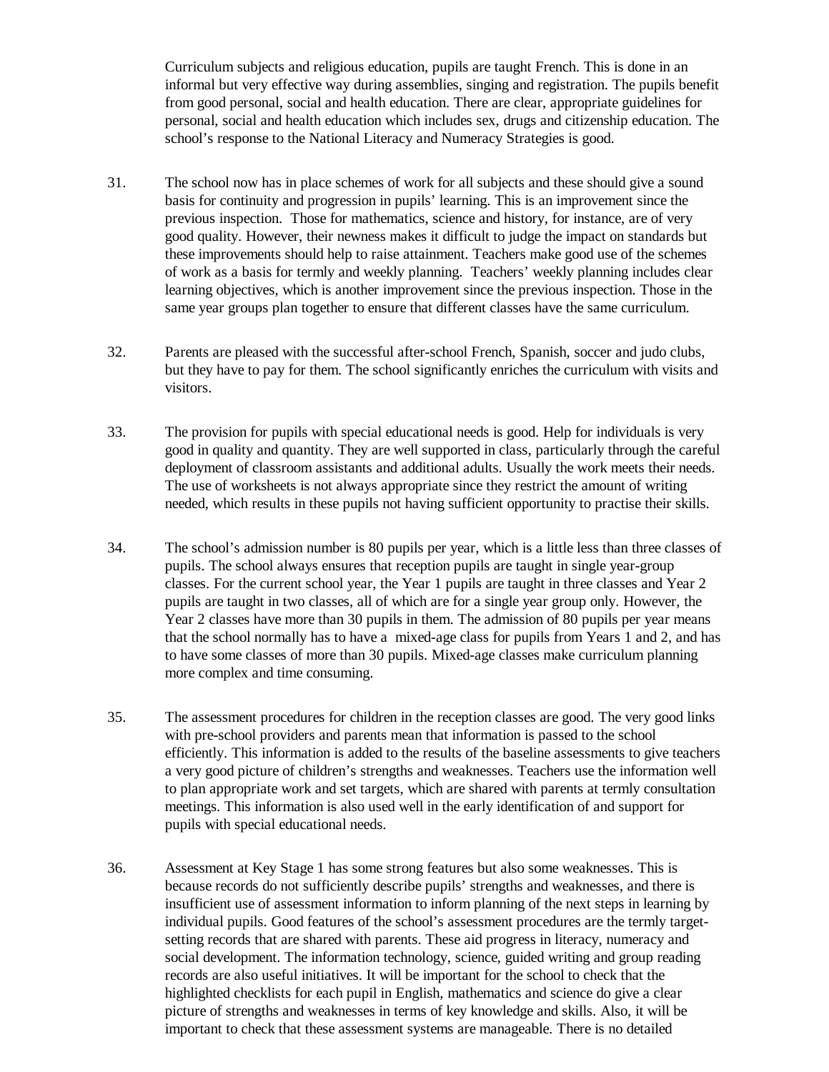Curriculum subjects and religious education, pupils are taught French. This is done in an informal but very effective way during assemblies, singing and registration. The pupils benefit from good personal, social and health education. There are clear, appropriate guidelines for personal, social and health education which includes sex, drugs and citizenship education. The school's response to the National Literacy and Numeracy Strategies is good.

31. The school now has in place schemes of work for all subjects and these should give a sound basis for continuity and progression in pupils' learning. This is an improvement since the previous inspection. Those for mathematics, science and history, for instance, are of very good quality. However, their newness makes it difficult to judge the impact on standards but these improvements should help to raise attainment. Teachers make good use of the schemes of work as a basis for termly and weekly planning. Teachers' weekly planning includes clear learning objectives, which is another improvement since the previous inspection. Those in the same year groups plan together to ensure that different classes have the same curriculum.

32. Parents are pleased with the successful after-school French, Spanish, soccer and judo clubs, but they have to pay for them. The school significantly enriches the curriculum with visits and visitors.

33. The provision for pupils with special educational needs is good. Help for individuals is very good in quality and quantity. They are well supported in class, particularly through the careful deployment of classroom assistants and additional adults. Usually the work meets their needs. The use of worksheets is not always appropriate since they restrict the amount of writing needed, which results in these pupils not having sufficient opportunity to practise their skills.

34. The school's admission number is 80 pupils per year, which is a little less than three classes of pupils. The school always ensures that reception pupils are taught in single year-group classes. For the current school year, the Year 1 pupils are taught in three classes and Year 2 pupils are taught in two classes, all of which are for a single year group only. However, the Year 2 classes have more than 30 pupils in them. The admission of 80 pupils per year means that the school normally has to have a mixed-age class for pupils from Years 1 and 2, and has to have some classes of more than 30 pupils. Mixed-age classes make curriculum planning more complex and time consuming.

35. The assessment procedures for children in the reception classes are good. The very good links with pre-school providers and parents mean that information is passed to the school efficiently. This information is added to the results of the baseline assessments to give teachers a very good picture of children's strengths and weaknesses. Teachers use the information well to plan appropriate work and set targets, which are shared with parents at termly consultation meetings. This information is also used well in the early identification of and support for pupils with special educational needs.

36. Assessment at Key Stage 1 has some strong features but also some weaknesses. This is because records do not sufficiently describe pupils' strengths and weaknesses, and there is insufficient use of assessment information to inform planning of the next steps in learning by individual pupils. Good features of the school's assessment procedures are the termly target-setting records that are shared with parents. These aid progress in literacy, numeracy and social development. The information technology, science, guided writing and group reading records are also useful initiatives. It will be important for the school to check that the highlighted checklists for each pupil in English, mathematics and science do give a clear picture of strengths and weaknesses in terms of key knowledge and skills. Also, it will be important to check that these assessment systems are manageable. There is no detailed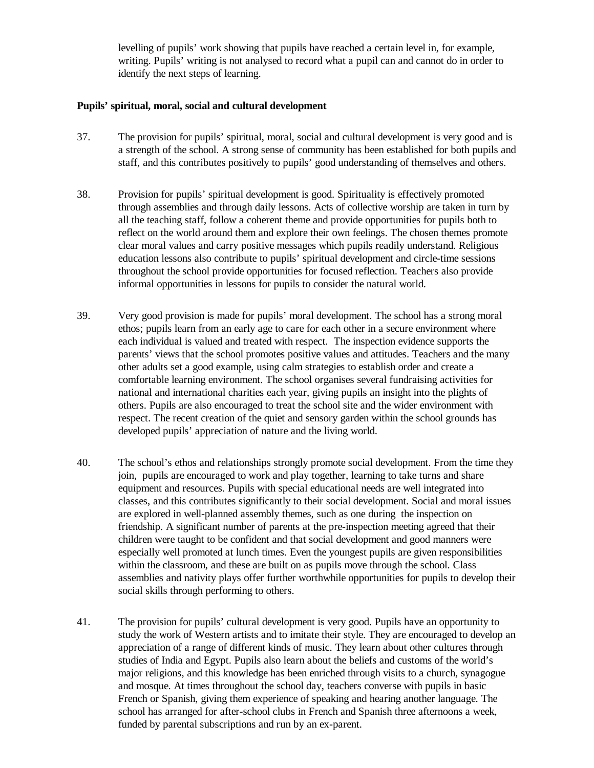levelling of pupils' work showing that pupils have reached a certain level in, for example, writing. Pupils' writing is not analysed to record what a pupil can and cannot do in order to identify the next steps of learning.

**Pupils' spiritual, moral, social and cultural development**

37. The provision for pupils' spiritual, moral, social and cultural development is very good and is a strength of the school. A strong sense of community has been established for both pupils and staff, and this contributes positively to pupils' good understanding of themselves and others.

38. Provision for pupils' spiritual development is good. Spirituality is effectively promoted through assemblies and through daily lessons. Acts of collective worship are taken in turn by all the teaching staff, follow a coherent theme and provide opportunities for pupils both to reflect on the world around them and explore their own feelings. The chosen themes promote clear moral values and carry positive messages which pupils readily understand. Religious education lessons also contribute to pupils' spiritual development and circle-time sessions throughout the school provide opportunities for focused reflection. Teachers also provide informal opportunities in lessons for pupils to consider the natural world.

39. Very good provision is made for pupils' moral development. The school has a strong moral ethos; pupils learn from an early age to care for each other in a secure environment where each individual is valued and treated with respect. The inspection evidence supports the parents' views that the school promotes positive values and attitudes. Teachers and the many other adults set a good example, using calm strategies to establish order and create a comfortable learning environment. The school organises several fundraising activities for national and international charities each year, giving pupils an insight into the plights of others. Pupils are also encouraged to treat the school site and the wider environment with respect. The recent creation of the quiet and sensory garden within the school grounds has developed pupils' appreciation of nature and the living world.

40. The school's ethos and relationships strongly promote social development. From the time they join, pupils are encouraged to work and play together, learning to take turns and share equipment and resources. Pupils with special educational needs are well integrated into classes, and this contributes significantly to their social development. Social and moral issues are explored in well-planned assembly themes, such as one during the inspection on friendship. A significant number of parents at the pre-inspection meeting agreed that their children were taught to be confident and that social development and good manners were especially well promoted at lunch times. Even the youngest pupils are given responsibilities within the classroom, and these are built on as pupils move through the school. Class assemblies and nativity plays offer further worthwhile opportunities for pupils to develop their social skills through performing to others.

41. The provision for pupils' cultural development is very good. Pupils have an opportunity to study the work of Western artists and to imitate their style. They are encouraged to develop an appreciation of a range of different kinds of music. They learn about other cultures through studies of India and Egypt. Pupils also learn about the beliefs and customs of the world's major religions, and this knowledge has been enriched through visits to a church, synagogue and mosque. At times throughout the school day, teachers converse with pupils in basic French or Spanish, giving them experience of speaking and hearing another language. The school has arranged for after-school clubs in French and Spanish three afternoons a week, funded by parental subscriptions and run by an ex-parent.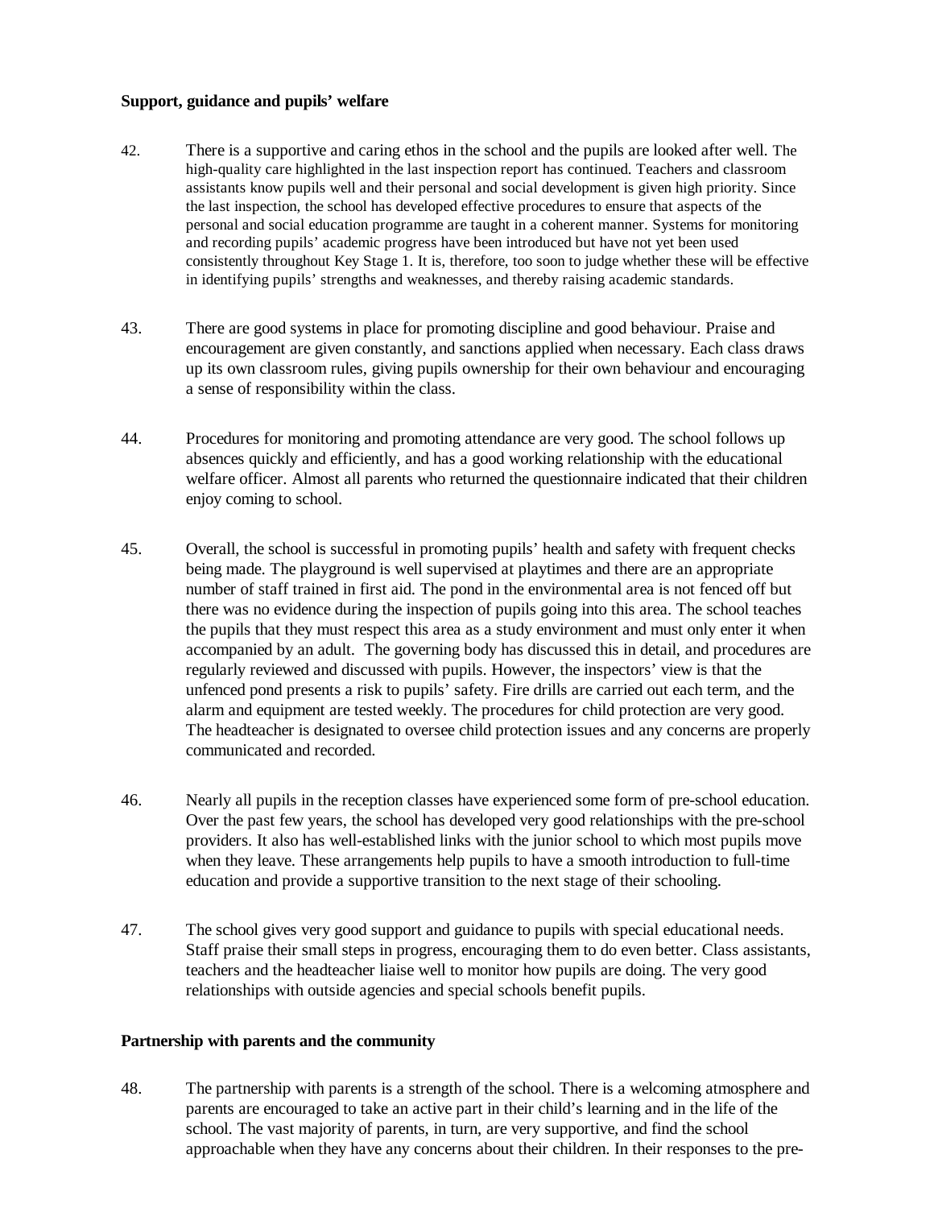**Support, guidance and pupils' welfare**

42. There is a supportive and caring ethos in the school and the pupils are looked after well. The high-quality care highlighted in the last inspection report has continued. Teachers and classroom assistants know pupils well and their personal and social development is given high priority. Since the last inspection, the school has developed effective procedures to ensure that aspects of the personal and social education programme are taught in a coherent manner. Systems for monitoring and recording pupils' academic progress have been introduced but have not yet been used consistently throughout Key Stage 1. It is, therefore, too soon to judge whether these will be effective in identifying pupils' strengths and weaknesses, and thereby raising academic standards.

43. There are good systems in place for promoting discipline and good behaviour. Praise and encouragement are given constantly, and sanctions applied when necessary. Each class draws up its own classroom rules, giving pupils ownership for their own behaviour and encouraging a sense of responsibility within the class.

44. Procedures for monitoring and promoting attendance are very good. The school follows up absences quickly and efficiently, and has a good working relationship with the educational welfare officer. Almost all parents who returned the questionnaire indicated that their children enjoy coming to school.

45. Overall, the school is successful in promoting pupils' health and safety with frequent checks being made. The playground is well supervised at playtimes and there are an appropriate number of staff trained in first aid. The pond in the environmental area is not fenced off but there was no evidence during the inspection of pupils going into this area. The school teaches the pupils that they must respect this area as a study environment and must only enter it when accompanied by an adult. The governing body has discussed this in detail, and procedures are regularly reviewed and discussed with pupils. However, the inspectors' view is that the unfenced pond presents a risk to pupils' safety. Fire drills are carried out each term, and the alarm and equipment are tested weekly. The procedures for child protection are very good. The headteacher is designated to oversee child protection issues and any concerns are properly communicated and recorded.

46. Nearly all pupils in the reception classes have experienced some form of pre-school education. Over the past few years, the school has developed very good relationships with the pre-school providers. It also has well-established links with the junior school to which most pupils move when they leave. These arrangements help pupils to have a smooth introduction to full-time education and provide a supportive transition to the next stage of their schooling.

47. The school gives very good support and guidance to pupils with special educational needs. Staff praise their small steps in progress, encouraging them to do even better. Class assistants, teachers and the headteacher liaise well to monitor how pupils are doing. The very good relationships with outside agencies and special schools benefit pupils.

**Partnership with parents and the community**

48. The partnership with parents is a strength of the school. There is a welcoming atmosphere and parents are encouraged to take an active part in their child's learning and in the life of the school. The vast majority of parents, in turn, are very supportive, and find the school approachable when they have any concerns about their children. In their responses to the pre-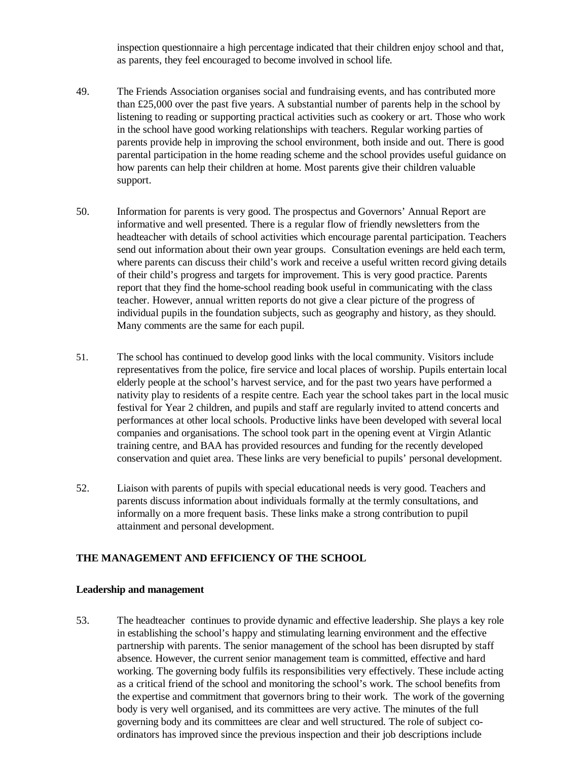inspection questionnaire a high percentage indicated that their children enjoy school and that, as parents, they feel encouraged to become involved in school life.

49. The Friends Association organises social and fundraising events, and has contributed more than £25,000 over the past five years. A substantial number of parents help in the school by listening to reading or supporting practical activities such as cookery or art. Those who work in the school have good working relationships with teachers. Regular working parties of parents provide help in improving the school environment, both inside and out. There is good parental participation in the home reading scheme and the school provides useful guidance on how parents can help their children at home. Most parents give their children valuable support.

50. Information for parents is very good. The prospectus and Governors' Annual Report are informative and well presented. There is a regular flow of friendly newsletters from the headteacher with details of school activities which encourage parental participation. Teachers send out information about their own year groups. Consultation evenings are held each term, where parents can discuss their child's work and receive a useful written record giving details of their child's progress and targets for improvement. This is very good practice. Parents report that they find the home-school reading book useful in communicating with the class teacher. However, annual written reports do not give a clear picture of the progress of individual pupils in the foundation subjects, such as geography and history, as they should. Many comments are the same for each pupil.

51. The school has continued to develop good links with the local community. Visitors include representatives from the police, fire service and local places of worship. Pupils entertain local elderly people at the school's harvest service, and for the past two years have performed a nativity play to residents of a respite centre. Each year the school takes part in the local music festival for Year 2 children, and pupils and staff are regularly invited to attend concerts and performances at other local schools. Productive links have been developed with several local companies and organisations. The school took part in the opening event at Virgin Atlantic training centre, and BAA has provided resources and funding for the recently developed conservation and quiet area. These links are very beneficial to pupils' personal development.

52. Liaison with parents of pupils with special educational needs is very good. Teachers and parents discuss information about individuals formally at the termly consultations, and informally on a more frequent basis. These links make a strong contribution to pupil attainment and personal development.

## THE MANAGEMENT AND EFFICIENCY OF THE SCHOOL

### Leadership and management

53. The headteacher continues to provide dynamic and effective leadership. She plays a key role in establishing the school's happy and stimulating learning environment and the effective partnership with parents. The senior management of the school has been disrupted by staff absence. However, the current senior management team is committed, effective and hard working. The governing body fulfils its responsibilities very effectively. These include acting as a critical friend of the school and monitoring the school's work. The school benefits from the expertise and commitment that governors bring to their work. The work of the governing body is very well organised, and its committees are very active. The minutes of the full governing body and its committees are clear and well structured. The role of subject co-ordinators has improved since the previous inspection and their job descriptions include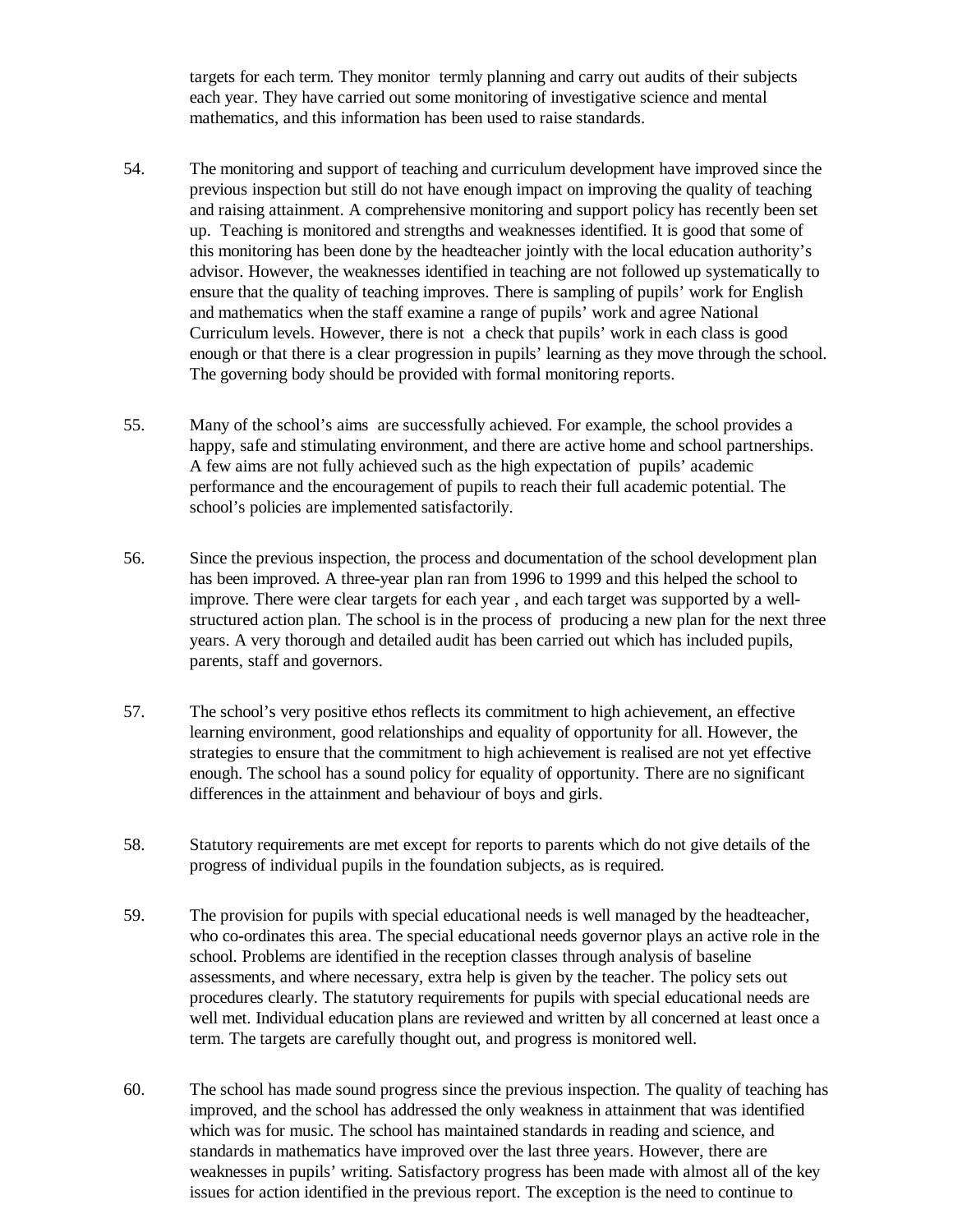targets for each term. They monitor termly planning and carry out audits of their subjects each year. They have carried out some monitoring of investigative science and mental mathematics, and this information has been used to raise standards.

54. The monitoring and support of teaching and curriculum development have improved since the previous inspection but still do not have enough impact on improving the quality of teaching and raising attainment. A comprehensive monitoring and support policy has recently been set up. Teaching is monitored and strengths and weaknesses identified. It is good that some of this monitoring has been done by the headteacher jointly with the local education authority's advisor. However, the weaknesses identified in teaching are not followed up systematically to ensure that the quality of teaching improves. There is sampling of pupils' work for English and mathematics when the staff examine a range of pupils' work and agree National Curriculum levels. However, there is not a check that pupils' work in each class is good enough or that there is a clear progression in pupils' learning as they move through the school. The governing body should be provided with formal monitoring reports.

55. Many of the school's aims are successfully achieved. For example, the school provides a happy, safe and stimulating environment, and there are active home and school partnerships. A few aims are not fully achieved such as the high expectation of pupils' academic performance and the encouragement of pupils to reach their full academic potential. The school's policies are implemented satisfactorily.

56. Since the previous inspection, the process and documentation of the school development plan has been improved. A three-year plan ran from 1996 to 1999 and this helped the school to improve. There were clear targets for each year , and each target was supported by a well-structured action plan. The school is in the process of producing a new plan for the next three years. A very thorough and detailed audit has been carried out which has included pupils, parents, staff and governors.

57. The school's very positive ethos reflects its commitment to high achievement, an effective learning environment, good relationships and equality of opportunity for all. However, the strategies to ensure that the commitment to high achievement is realised are not yet effective enough. The school has a sound policy for equality of opportunity. There are no significant differences in the attainment and behaviour of boys and girls.

58. Statutory requirements are met except for reports to parents which do not give details of the progress of individual pupils in the foundation subjects, as is required.

59. The provision for pupils with special educational needs is well managed by the headteacher, who co-ordinates this area. The special educational needs governor plays an active role in the school. Problems are identified in the reception classes through analysis of baseline assessments, and where necessary, extra help is given by the teacher. The policy sets out procedures clearly. The statutory requirements for pupils with special educational needs are well met. Individual education plans are reviewed and written by all concerned at least once a term. The targets are carefully thought out, and progress is monitored well.

60. The school has made sound progress since the previous inspection. The quality of teaching has improved, and the school has addressed the only weakness in attainment that was identified which was for music. The school has maintained standards in reading and science, and standards in mathematics have improved over the last three years. However, there are weaknesses in pupils' writing. Satisfactory progress has been made with almost all of the key issues for action identified in the previous report. The exception is the need to continue to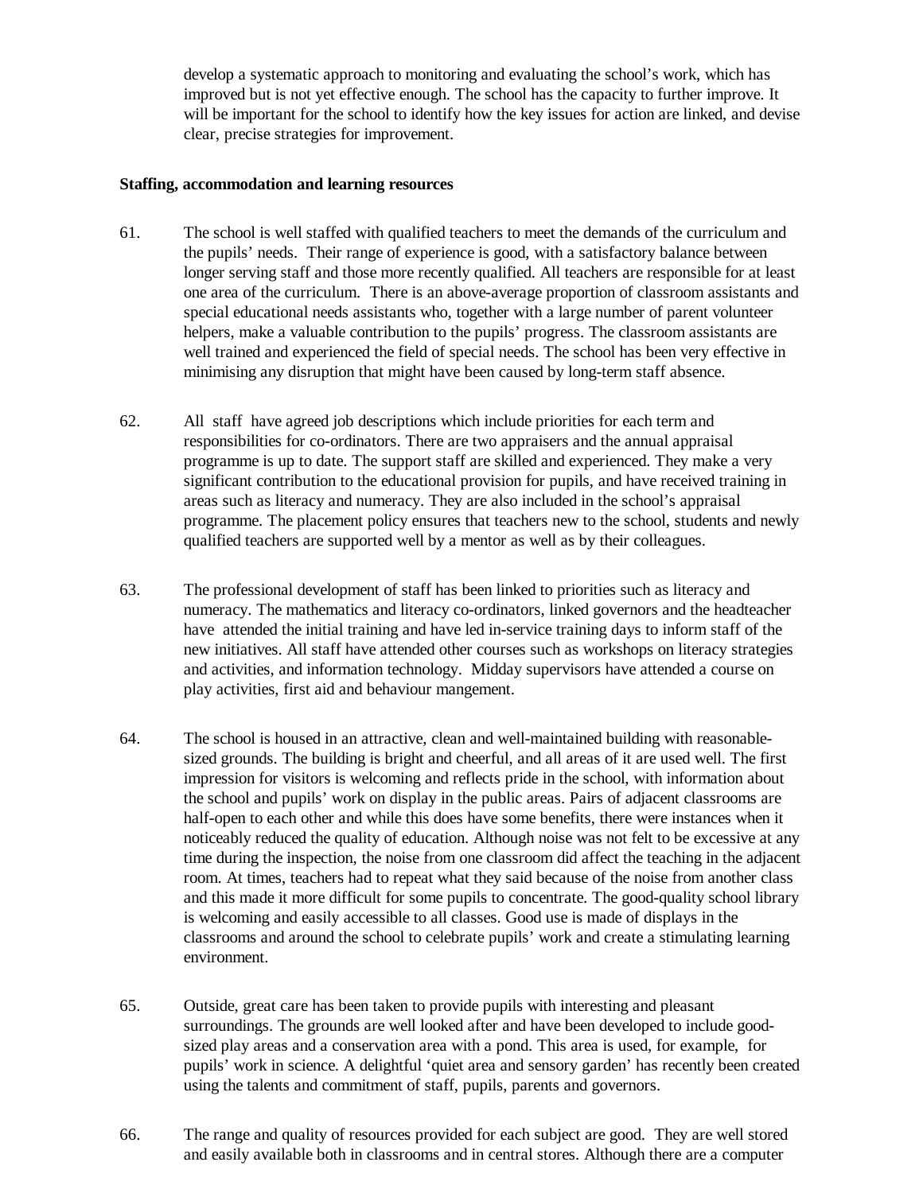develop a systematic approach to monitoring and evaluating the school's work, which has improved but is not yet effective enough. The school has the capacity to further improve. It will be important for the school to identify how the key issues for action are linked, and devise clear, precise strategies for improvement.

**Staffing, accommodation and learning resources**

61. The school is well staffed with qualified teachers to meet the demands of the curriculum and the pupils' needs. Their range of experience is good, with a satisfactory balance between longer serving staff and those more recently qualified. All teachers are responsible for at least one area of the curriculum. There is an above-average proportion of classroom assistants and special educational needs assistants who, together with a large number of parent volunteer helpers, make a valuable contribution to the pupils' progress. The classroom assistants are well trained and experienced the field of special needs. The school has been very effective in minimising any disruption that might have been caused by long-term staff absence.

62. All staff have agreed job descriptions which include priorities for each term and responsibilities for co-ordinators. There are two appraisers and the annual appraisal programme is up to date. The support staff are skilled and experienced. They make a very significant contribution to the educational provision for pupils, and have received training in areas such as literacy and numeracy. They are also included in the school's appraisal programme. The placement policy ensures that teachers new to the school, students and newly qualified teachers are supported well by a mentor as well as by their colleagues.

63. The professional development of staff has been linked to priorities such as literacy and numeracy. The mathematics and literacy co-ordinators, linked governors and the headteacher have attended the initial training and have led in-service training days to inform staff of the new initiatives. All staff have attended other courses such as workshops on literacy strategies and activities, and information technology. Midday supervisors have attended a course on play activities, first aid and behaviour mangement.

64. The school is housed in an attractive, clean and well-maintained building with reasonable-sized grounds. The building is bright and cheerful, and all areas of it are used well. The first impression for visitors is welcoming and reflects pride in the school, with information about the school and pupils' work on display in the public areas. Pairs of adjacent classrooms are half-open to each other and while this does have some benefits, there were instances when it noticeably reduced the quality of education. Although noise was not felt to be excessive at any time during the inspection, the noise from one classroom did affect the teaching in the adjacent room. At times, teachers had to repeat what they said because of the noise from another class and this made it more difficult for some pupils to concentrate. The good-quality school library is welcoming and easily accessible to all classes. Good use is made of displays in the classrooms and around the school to celebrate pupils' work and create a stimulating learning environment.

65. Outside, great care has been taken to provide pupils with interesting and pleasant surroundings. The grounds are well looked after and have been developed to include good-sized play areas and a conservation area with a pond. This area is used, for example, for pupils' work in science. A delightful 'quiet area and sensory garden' has recently been created using the talents and commitment of staff, pupils, parents and governors.

66. The range and quality of resources provided for each subject are good. They are well stored and easily available both in classrooms and in central stores. Although there are a computer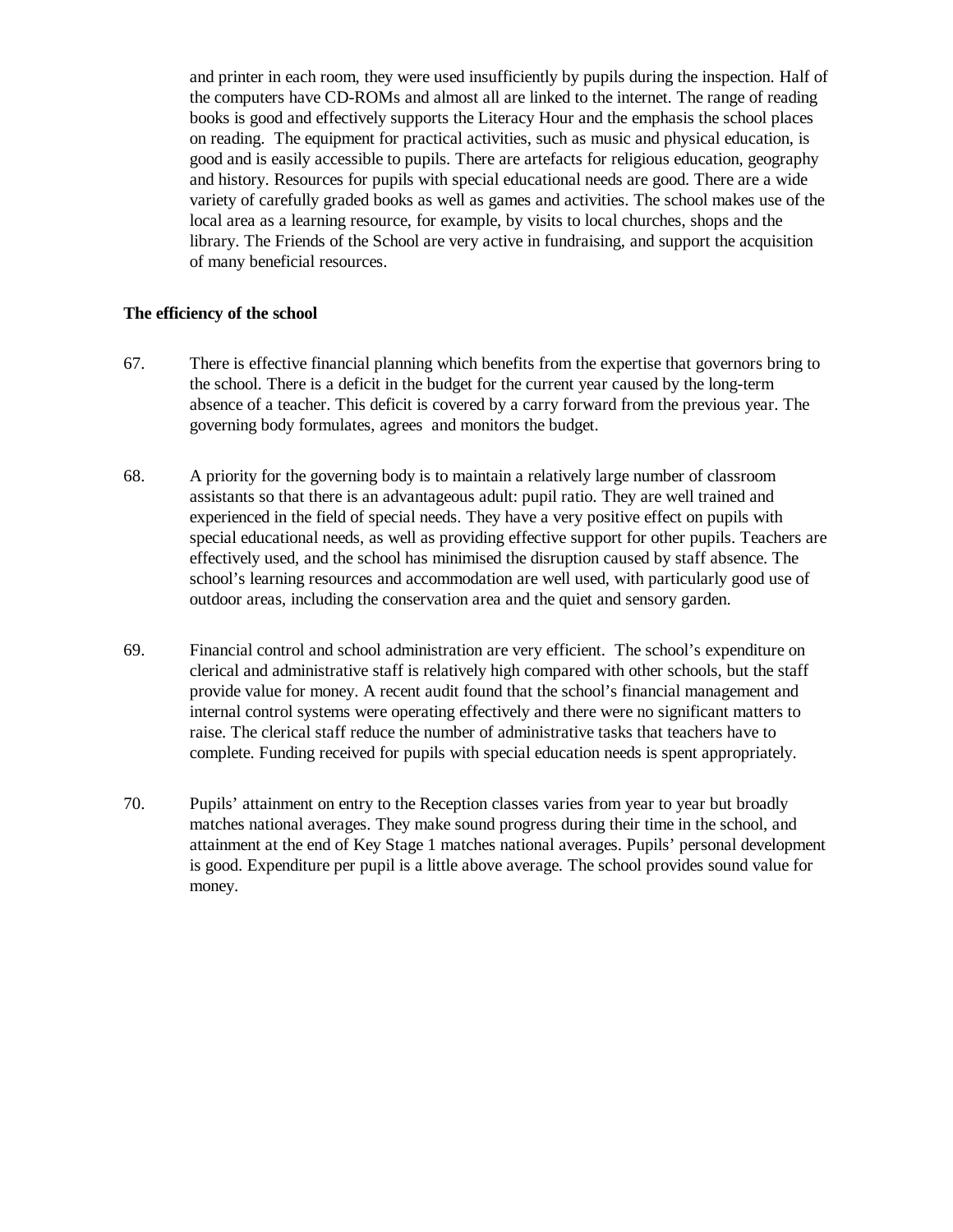and printer in each room, they were used insufficiently by pupils during the inspection. Half of the computers have CD-ROMs and almost all are linked to the internet. The range of reading books is good and effectively supports the Literacy Hour and the emphasis the school places on reading. The equipment for practical activities, such as music and physical education, is good and is easily accessible to pupils. There are artefacts for religious education, geography and history. Resources for pupils with special educational needs are good. There are a wide variety of carefully graded books as well as games and activities. The school makes use of the local area as a learning resource, for example, by visits to local churches, shops and the library. The Friends of the School are very active in fundraising, and support the acquisition of many beneficial resources.

**The efficiency of the school**

67. There is effective financial planning which benefits from the expertise that governors bring to the school. There is a deficit in the budget for the current year caused by the long-term absence of a teacher. This deficit is covered by a carry forward from the previous year. The governing body formulates, agrees and monitors the budget.

68. A priority for the governing body is to maintain a relatively large number of classroom assistants so that there is an advantageous adult: pupil ratio. They are well trained and experienced in the field of special needs. They have a very positive effect on pupils with special educational needs, as well as providing effective support for other pupils. Teachers are effectively used, and the school has minimised the disruption caused by staff absence. The school's learning resources and accommodation are well used, with particularly good use of outdoor areas, including the conservation area and the quiet and sensory garden.

69. Financial control and school administration are very efficient. The school's expenditure on clerical and administrative staff is relatively high compared with other schools, but the staff provide value for money. A recent audit found that the school's financial management and internal control systems were operating effectively and there were no significant matters to raise. The clerical staff reduce the number of administrative tasks that teachers have to complete. Funding received for pupils with special education needs is spent appropriately.

70. Pupils' attainment on entry to the Reception classes varies from year to year but broadly matches national averages. They make sound progress during their time in the school, and attainment at the end of Key Stage 1 matches national averages. Pupils' personal development is good. Expenditure per pupil is a little above average. The school provides sound value for money.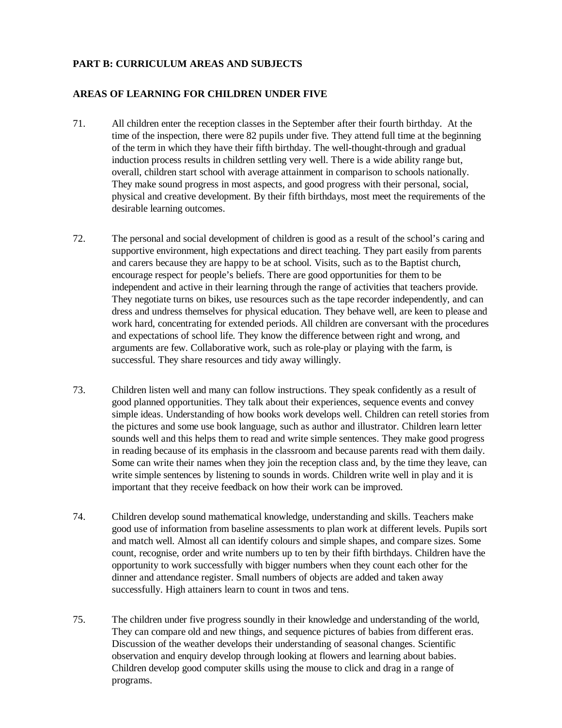**PART B: CURRICULUM AREAS AND SUBJECTS**

**AREAS OF LEARNING FOR CHILDREN UNDER FIVE**

71. All children enter the reception classes in the September after their fourth birthday. At the time of the inspection, there were 82 pupils under five. They attend full time at the beginning of the term in which they have their fifth birthday. The well-thought-through and gradual induction process results in children settling very well. There is a wide ability range but, overall, children start school with average attainment in comparison to schools nationally. They make sound progress in most aspects, and good progress with their personal, social, physical and creative development. By their fifth birthdays, most meet the requirements of the desirable learning outcomes.

72. The personal and social development of children is good as a result of the school's caring and supportive environment, high expectations and direct teaching. They part easily from parents and carers because they are happy to be at school. Visits, such as to the Baptist church, encourage respect for people's beliefs. There are good opportunities for them to be independent and active in their learning through the range of activities that teachers provide. They negotiate turns on bikes, use resources such as the tape recorder independently, and can dress and undress themselves for physical education. They behave well, are keen to please and work hard, concentrating for extended periods. All children are conversant with the procedures and expectations of school life. They know the difference between right and wrong, and arguments are few. Collaborative work, such as role-play or playing with the farm, is successful. They share resources and tidy away willingly.

73. Children listen well and many can follow instructions. They speak confidently as a result of good planned opportunities. They talk about their experiences, sequence events and convey simple ideas. Understanding of how books work develops well. Children can retell stories from the pictures and some use book language, such as author and illustrator. Children learn letter sounds well and this helps them to read and write simple sentences. They make good progress in reading because of its emphasis in the classroom and because parents read with them daily. Some can write their names when they join the reception class and, by the time they leave, can write simple sentences by listening to sounds in words. Children write well in play and it is important that they receive feedback on how their work can be improved.

74. Children develop sound mathematical knowledge, understanding and skills. Teachers make good use of information from baseline assessments to plan work at different levels. Pupils sort and match well. Almost all can identify colours and simple shapes, and compare sizes. Some count, recognise, order and write numbers up to ten by their fifth birthdays. Children have the opportunity to work successfully with bigger numbers when they count each other for the dinner and attendance register. Small numbers of objects are added and taken away successfully. High attainers learn to count in twos and tens.

75. The children under five progress soundly in their knowledge and understanding of the world, They can compare old and new things, and sequence pictures of babies from different eras. Discussion of the weather develops their understanding of seasonal changes. Scientific observation and enquiry develop through looking at flowers and learning about babies. Children develop good computer skills using the mouse to click and drag in a range of programs.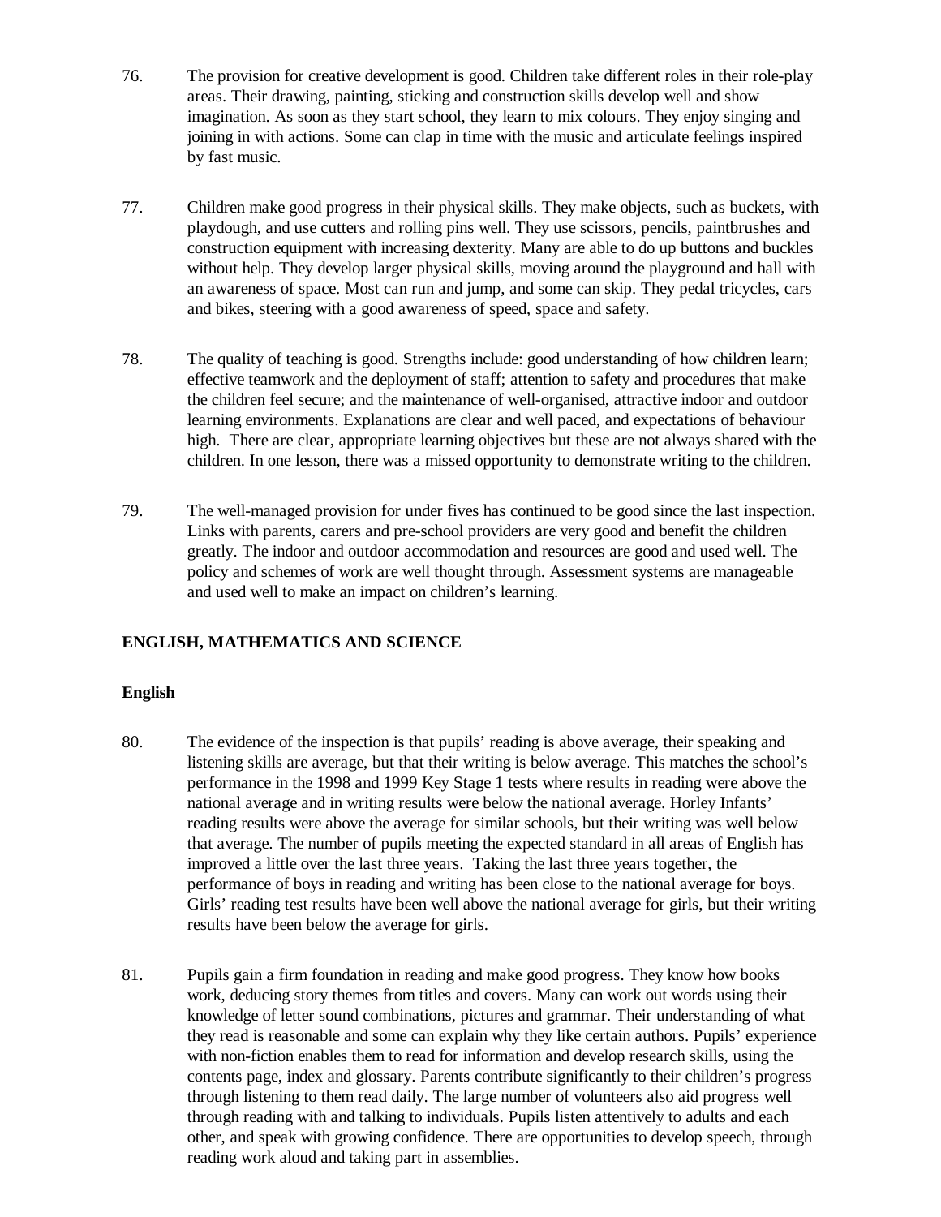76. The provision for creative development is good. Children take different roles in their role-play areas. Their drawing, painting, sticking and construction skills develop well and show imagination. As soon as they start school, they learn to mix colours. They enjoy singing and joining in with actions. Some can clap in time with the music and articulate feelings inspired by fast music.

77. Children make good progress in their physical skills. They make objects, such as buckets, with playdough, and use cutters and rolling pins well. They use scissors, pencils, paintbrushes and construction equipment with increasing dexterity. Many are able to do up buttons and buckles without help. They develop larger physical skills, moving around the playground and hall with an awareness of space. Most can run and jump, and some can skip. They pedal tricycles, cars and bikes, steering with a good awareness of speed, space and safety.

78. The quality of teaching is good. Strengths include: good understanding of how children learn; effective teamwork and the deployment of staff; attention to safety and procedures that make the children feel secure; and the maintenance of well-organised, attractive indoor and outdoor learning environments. Explanations are clear and well paced, and expectations of behaviour high. There are clear, appropriate learning objectives but these are not always shared with the children. In one lesson, there was a missed opportunity to demonstrate writing to the children.

79. The well-managed provision for under fives has continued to be good since the last inspection. Links with parents, carers and pre-school providers are very good and benefit the children greatly. The indoor and outdoor accommodation and resources are good and used well. The policy and schemes of work are well thought through. Assessment systems are manageable and used well to make an impact on children's learning.

## ENGLISH, MATHEMATICS AND SCIENCE

### English

80. The evidence of the inspection is that pupils' reading is above average, their speaking and listening skills are average, but that their writing is below average. This matches the school's performance in the 1998 and 1999 Key Stage 1 tests where results in reading were above the national average and in writing results were below the national average. Horley Infants' reading results were above the average for similar schools, but their writing was well below that average. The number of pupils meeting the expected standard in all areas of English has improved a little over the last three years. Taking the last three years together, the performance of boys in reading and writing has been close to the national average for boys. Girls' reading test results have been well above the national average for girls, but their writing results have been below the average for girls.

81. Pupils gain a firm foundation in reading and make good progress. They know how books work, deducing story themes from titles and covers. Many can work out words using their knowledge of letter sound combinations, pictures and grammar. Their understanding of what they read is reasonable and some can explain why they like certain authors. Pupils' experience with non-fiction enables them to read for information and develop research skills, using the contents page, index and glossary. Parents contribute significantly to their children's progress through listening to them read daily. The large number of volunteers also aid progress well through reading with and talking to individuals. Pupils listen attentively to adults and each other, and speak with growing confidence. There are opportunities to develop speech, through reading work aloud and taking part in assemblies.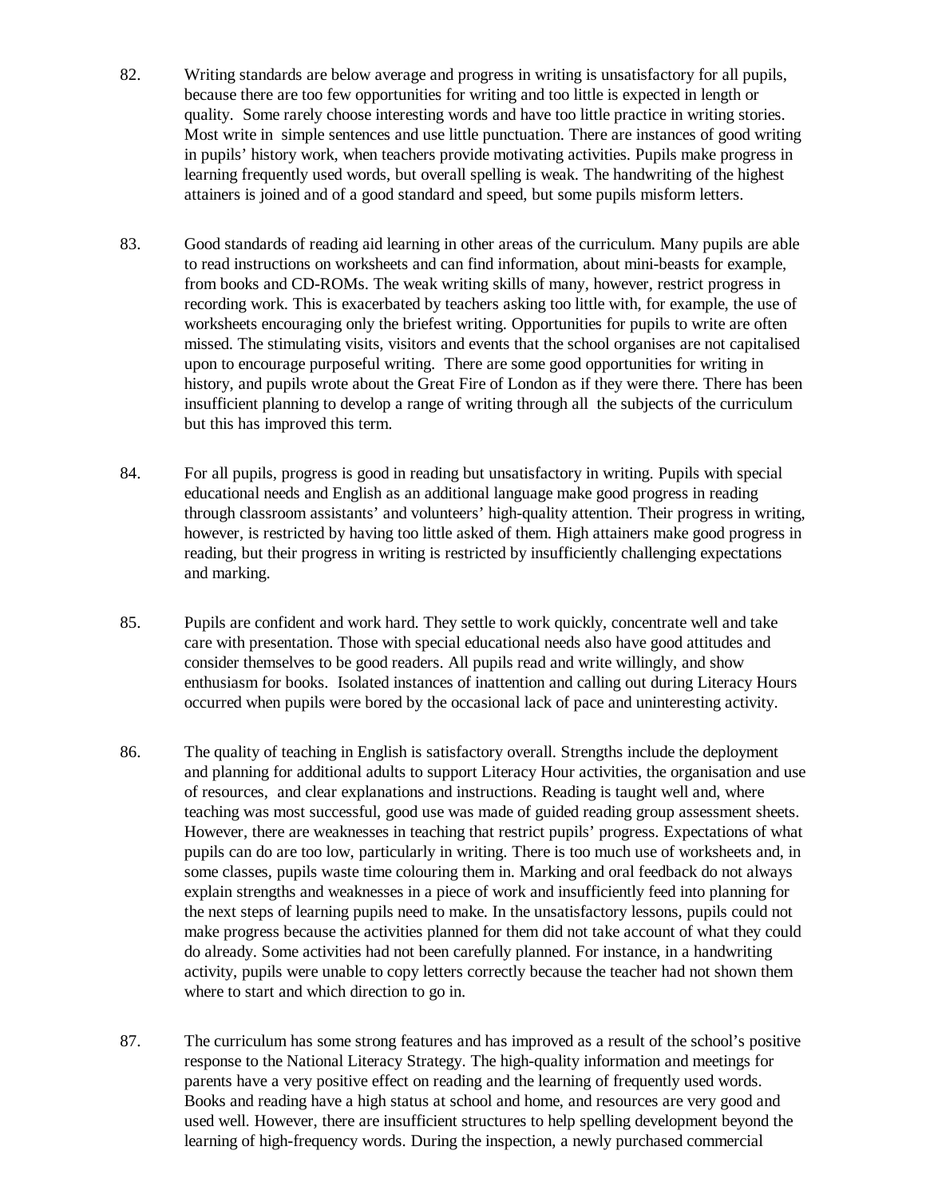82. Writing standards are below average and progress in writing is unsatisfactory for all pupils, because there are too few opportunities for writing and too little is expected in length or quality. Some rarely choose interesting words and have too little practice in writing stories. Most write in simple sentences and use little punctuation. There are instances of good writing in pupils' history work, when teachers provide motivating activities. Pupils make progress in learning frequently used words, but overall spelling is weak. The handwriting of the highest attainers is joined and of a good standard and speed, but some pupils misform letters.

83. Good standards of reading aid learning in other areas of the curriculum. Many pupils are able to read instructions on worksheets and can find information, about mini-beasts for example, from books and CD-ROMs. The weak writing skills of many, however, restrict progress in recording work. This is exacerbated by teachers asking too little with, for example, the use of worksheets encouraging only the briefest writing. Opportunities for pupils to write are often missed. The stimulating visits, visitors and events that the school organises are not capitalised upon to encourage purposeful writing. There are some good opportunities for writing in history, and pupils wrote about the Great Fire of London as if they were there. There has been insufficient planning to develop a range of writing through all the subjects of the curriculum but this has improved this term.

84. For all pupils, progress is good in reading but unsatisfactory in writing. Pupils with special educational needs and English as an additional language make good progress in reading through classroom assistants' and volunteers' high-quality attention. Their progress in writing, however, is restricted by having too little asked of them. High attainers make good progress in reading, but their progress in writing is restricted by insufficiently challenging expectations and marking.

85. Pupils are confident and work hard. They settle to work quickly, concentrate well and take care with presentation. Those with special educational needs also have good attitudes and consider themselves to be good readers. All pupils read and write willingly, and show enthusiasm for books. Isolated instances of inattention and calling out during Literacy Hours occurred when pupils were bored by the occasional lack of pace and uninteresting activity.

86. The quality of teaching in English is satisfactory overall. Strengths include the deployment and planning for additional adults to support Literacy Hour activities, the organisation and use of resources, and clear explanations and instructions. Reading is taught well and, where teaching was most successful, good use was made of guided reading group assessment sheets. However, there are weaknesses in teaching that restrict pupils' progress. Expectations of what pupils can do are too low, particularly in writing. There is too much use of worksheets and, in some classes, pupils waste time colouring them in. Marking and oral feedback do not always explain strengths and weaknesses in a piece of work and insufficiently feed into planning for the next steps of learning pupils need to make. In the unsatisfactory lessons, pupils could not make progress because the activities planned for them did not take account of what they could do already. Some activities had not been carefully planned. For instance, in a handwriting activity, pupils were unable to copy letters correctly because the teacher had not shown them where to start and which direction to go in.

87. The curriculum has some strong features and has improved as a result of the school's positive response to the National Literacy Strategy. The high-quality information and meetings for parents have a very positive effect on reading and the learning of frequently used words. Books and reading have a high status at school and home, and resources are very good and used well. However, there are insufficient structures to help spelling development beyond the learning of high-frequency words. During the inspection, a newly purchased commercial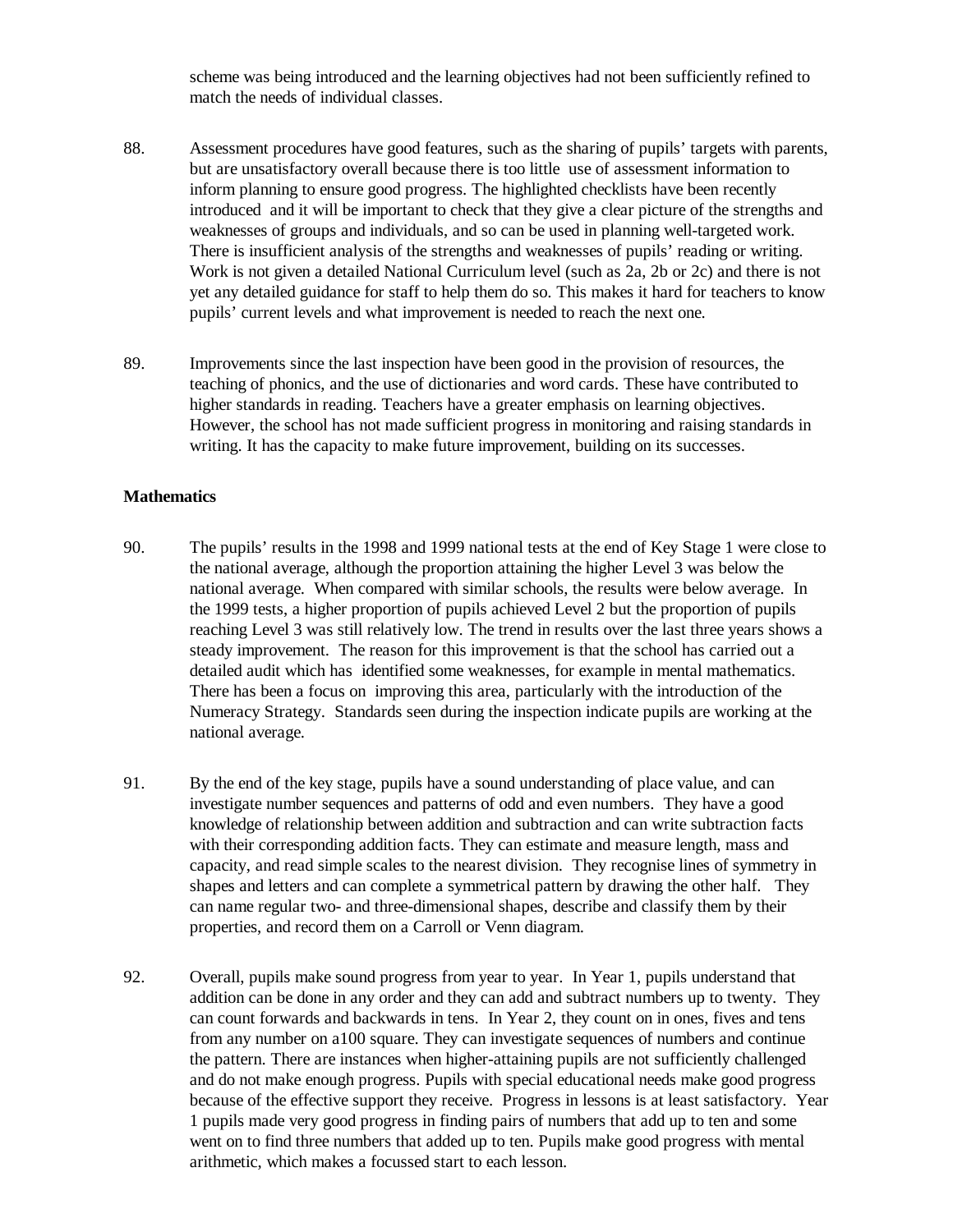scheme was being introduced and the learning objectives had not been sufficiently refined to match the needs of individual classes.

88. Assessment procedures have good features, such as the sharing of pupils' targets with parents, but are unsatisfactory overall because there is too little use of assessment information to inform planning to ensure good progress. The highlighted checklists have been recently introduced and it will be important to check that they give a clear picture of the strengths and weaknesses of groups and individuals, and so can be used in planning well-targeted work. There is insufficient analysis of the strengths and weaknesses of pupils' reading or writing. Work is not given a detailed National Curriculum level (such as 2a, 2b or 2c) and there is not yet any detailed guidance for staff to help them do so. This makes it hard for teachers to know pupils' current levels and what improvement is needed to reach the next one.

89. Improvements since the last inspection have been good in the provision of resources, the teaching of phonics, and the use of dictionaries and word cards. These have contributed to higher standards in reading. Teachers have a greater emphasis on learning objectives. However, the school has not made sufficient progress in monitoring and raising standards in writing. It has the capacity to make future improvement, building on its successes.

**Mathematics**

90. The pupils' results in the 1998 and 1999 national tests at the end of Key Stage 1 were close to the national average, although the proportion attaining the higher Level 3 was below the national average. When compared with similar schools, the results were below average. In the 1999 tests, a higher proportion of pupils achieved Level 2 but the proportion of pupils reaching Level 3 was still relatively low. The trend in results over the last three years shows a steady improvement. The reason for this improvement is that the school has carried out a detailed audit which has identified some weaknesses, for example in mental mathematics. There has been a focus on improving this area, particularly with the introduction of the Numeracy Strategy. Standards seen during the inspection indicate pupils are working at the national average.

91. By the end of the key stage, pupils have a sound understanding of place value, and can investigate number sequences and patterns of odd and even numbers. They have a good knowledge of relationship between addition and subtraction and can write subtraction facts with their corresponding addition facts. They can estimate and measure length, mass and capacity, and read simple scales to the nearest division. They recognise lines of symmetry in shapes and letters and can complete a symmetrical pattern by drawing the other half. They can name regular two- and three-dimensional shapes, describe and classify them by their properties, and record them on a Carroll or Venn diagram.

92. Overall, pupils make sound progress from year to year. In Year 1, pupils understand that addition can be done in any order and they can add and subtract numbers up to twenty. They can count forwards and backwards in tens. In Year 2, they count on in ones, fives and tens from any number on a100 square. They can investigate sequences of numbers and continue the pattern. There are instances when higher-attaining pupils are not sufficiently challenged and do not make enough progress. Pupils with special educational needs make good progress because of the effective support they receive. Progress in lessons is at least satisfactory. Year 1 pupils made very good progress in finding pairs of numbers that add up to ten and some went on to find three numbers that added up to ten. Pupils make good progress with mental arithmetic, which makes a focussed start to each lesson.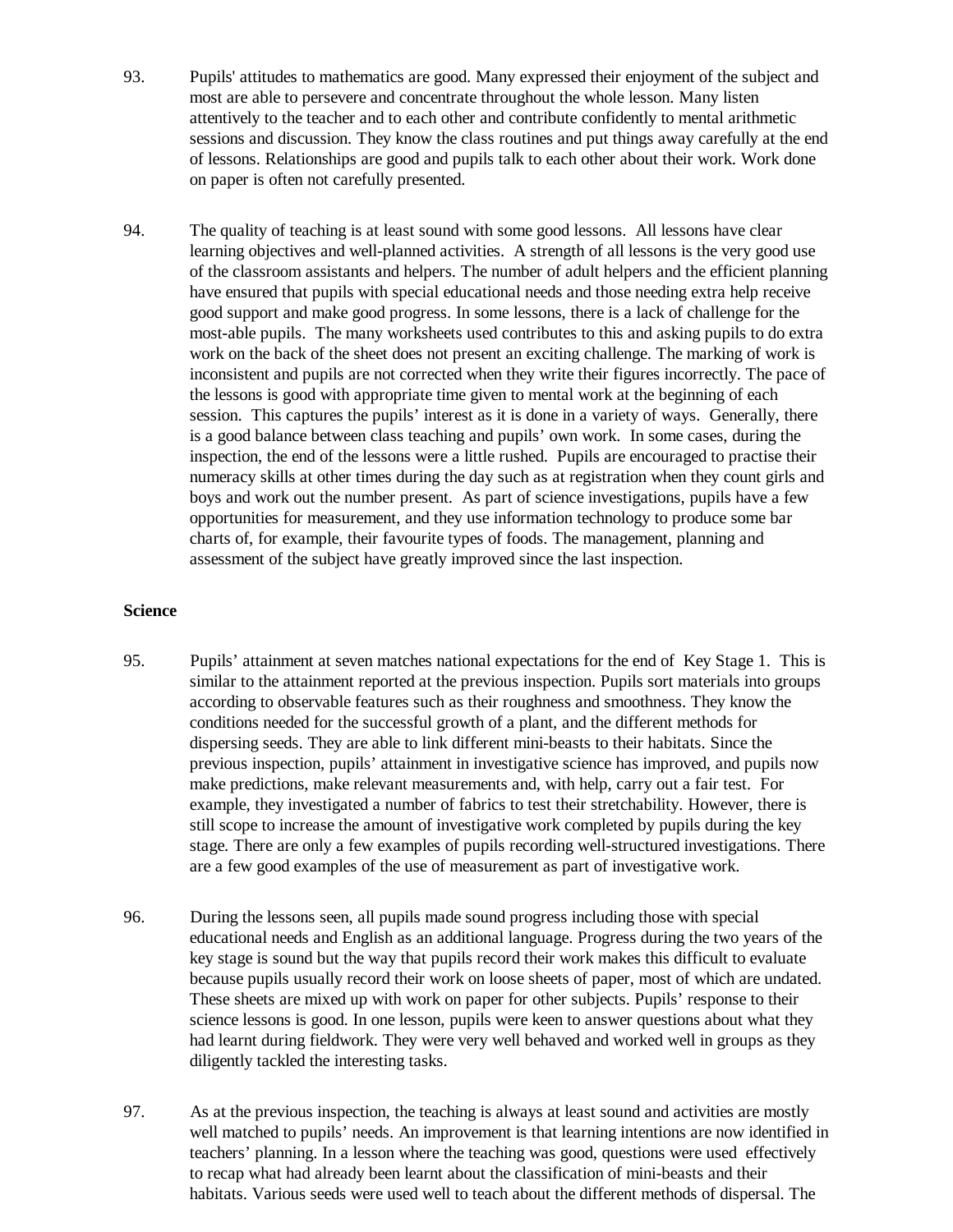93. Pupils' attitudes to mathematics are good. Many expressed their enjoyment of the subject and most are able to persevere and concentrate throughout the whole lesson. Many listen attentively to the teacher and to each other and contribute confidently to mental arithmetic sessions and discussion. They know the class routines and put things away carefully at the end of lessons. Relationships are good and pupils talk to each other about their work. Work done on paper is often not carefully presented.

94. The quality of teaching is at least sound with some good lessons. All lessons have clear learning objectives and well-planned activities. A strength of all lessons is the very good use of the classroom assistants and helpers. The number of adult helpers and the efficient planning have ensured that pupils with special educational needs and those needing extra help receive good support and make good progress. In some lessons, there is a lack of challenge for the most-able pupils. The many worksheets used contributes to this and asking pupils to do extra work on the back of the sheet does not present an exciting challenge. The marking of work is inconsistent and pupils are not corrected when they write their figures incorrectly. The pace of the lessons is good with appropriate time given to mental work at the beginning of each session. This captures the pupils' interest as it is done in a variety of ways. Generally, there is a good balance between class teaching and pupils' own work. In some cases, during the inspection, the end of the lessons were a little rushed. Pupils are encouraged to practise their numeracy skills at other times during the day such as at registration when they count girls and boys and work out the number present. As part of science investigations, pupils have a few opportunities for measurement, and they use information technology to produce some bar charts of, for example, their favourite types of foods. The management, planning and assessment of the subject have greatly improved since the last inspection.

**Science**

95. Pupils' attainment at seven matches national expectations for the end of Key Stage 1. This is similar to the attainment reported at the previous inspection. Pupils sort materials into groups according to observable features such as their roughness and smoothness. They know the conditions needed for the successful growth of a plant, and the different methods for dispersing seeds. They are able to link different mini-beasts to their habitats. Since the previous inspection, pupils' attainment in investigative science has improved, and pupils now make predictions, make relevant measurements and, with help, carry out a fair test. For example, they investigated a number of fabrics to test their stretchability. However, there is still scope to increase the amount of investigative work completed by pupils during the key stage. There are only a few examples of pupils recording well-structured investigations. There are a few good examples of the use of measurement as part of investigative work.

96. During the lessons seen, all pupils made sound progress including those with special educational needs and English as an additional language. Progress during the two years of the key stage is sound but the way that pupils record their work makes this difficult to evaluate because pupils usually record their work on loose sheets of paper, most of which are undated. These sheets are mixed up with work on paper for other subjects. Pupils' response to their science lessons is good. In one lesson, pupils were keen to answer questions about what they had learnt during fieldwork. They were very well behaved and worked well in groups as they diligently tackled the interesting tasks.

97. As at the previous inspection, the teaching is always at least sound and activities are mostly well matched to pupils' needs. An improvement is that learning intentions are now identified in teachers' planning. In a lesson where the teaching was good, questions were used effectively to recap what had already been learnt about the classification of mini-beasts and their habitats. Various seeds were used well to teach about the different methods of dispersal. The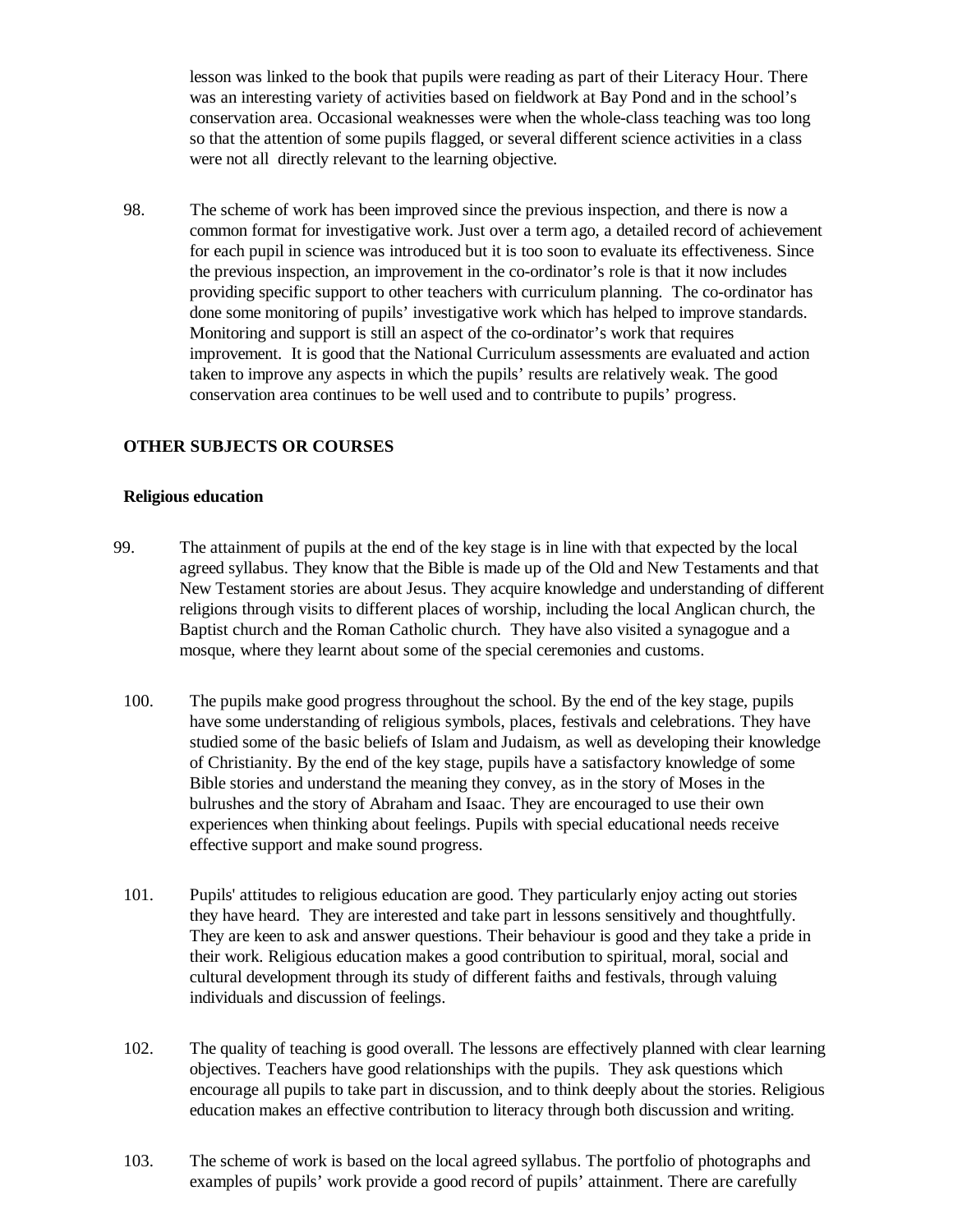lesson was linked to the book that pupils were reading as part of their Literacy Hour. There was an interesting variety of activities based on fieldwork at Bay Pond and in the school's conservation area. Occasional weaknesses were when the whole-class teaching was too long so that the attention of some pupils flagged, or several different science activities in a class were not all directly relevant to the learning objective.

98. The scheme of work has been improved since the previous inspection, and there is now a common format for investigative work. Just over a term ago, a detailed record of achievement for each pupil in science was introduced but it is too soon to evaluate its effectiveness. Since the previous inspection, an improvement in the co-ordinator's role is that it now includes providing specific support to other teachers with curriculum planning. The co-ordinator has done some monitoring of pupils' investigative work which has helped to improve standards. Monitoring and support is still an aspect of the co-ordinator's work that requires improvement. It is good that the National Curriculum assessments are evaluated and action taken to improve any aspects in which the pupils' results are relatively weak. The good conservation area continues to be well used and to contribute to pupils' progress.

## OTHER SUBJECTS OR COURSES

### Religious education

99. The attainment of pupils at the end of the key stage is in line with that expected by the local agreed syllabus. They know that the Bible is made up of the Old and New Testaments and that New Testament stories are about Jesus. They acquire knowledge and understanding of different religions through visits to different places of worship, including the local Anglican church, the Baptist church and the Roman Catholic church. They have also visited a synagogue and a mosque, where they learnt about some of the special ceremonies and customs.

100. The pupils make good progress throughout the school. By the end of the key stage, pupils have some understanding of religious symbols, places, festivals and celebrations. They have studied some of the basic beliefs of Islam and Judaism, as well as developing their knowledge of Christianity. By the end of the key stage, pupils have a satisfactory knowledge of some Bible stories and understand the meaning they convey, as in the story of Moses in the bulrushes and the story of Abraham and Isaac. They are encouraged to use their own experiences when thinking about feelings. Pupils with special educational needs receive effective support and make sound progress.

101. Pupils' attitudes to religious education are good. They particularly enjoy acting out stories they have heard. They are interested and take part in lessons sensitively and thoughtfully. They are keen to ask and answer questions. Their behaviour is good and they take a pride in their work. Religious education makes a good contribution to spiritual, moral, social and cultural development through its study of different faiths and festivals, through valuing individuals and discussion of feelings.

102. The quality of teaching is good overall. The lessons are effectively planned with clear learning objectives. Teachers have good relationships with the pupils. They ask questions which encourage all pupils to take part in discussion, and to think deeply about the stories. Religious education makes an effective contribution to literacy through both discussion and writing.

103. The scheme of work is based on the local agreed syllabus. The portfolio of photographs and examples of pupils' work provide a good record of pupils' attainment. There are carefully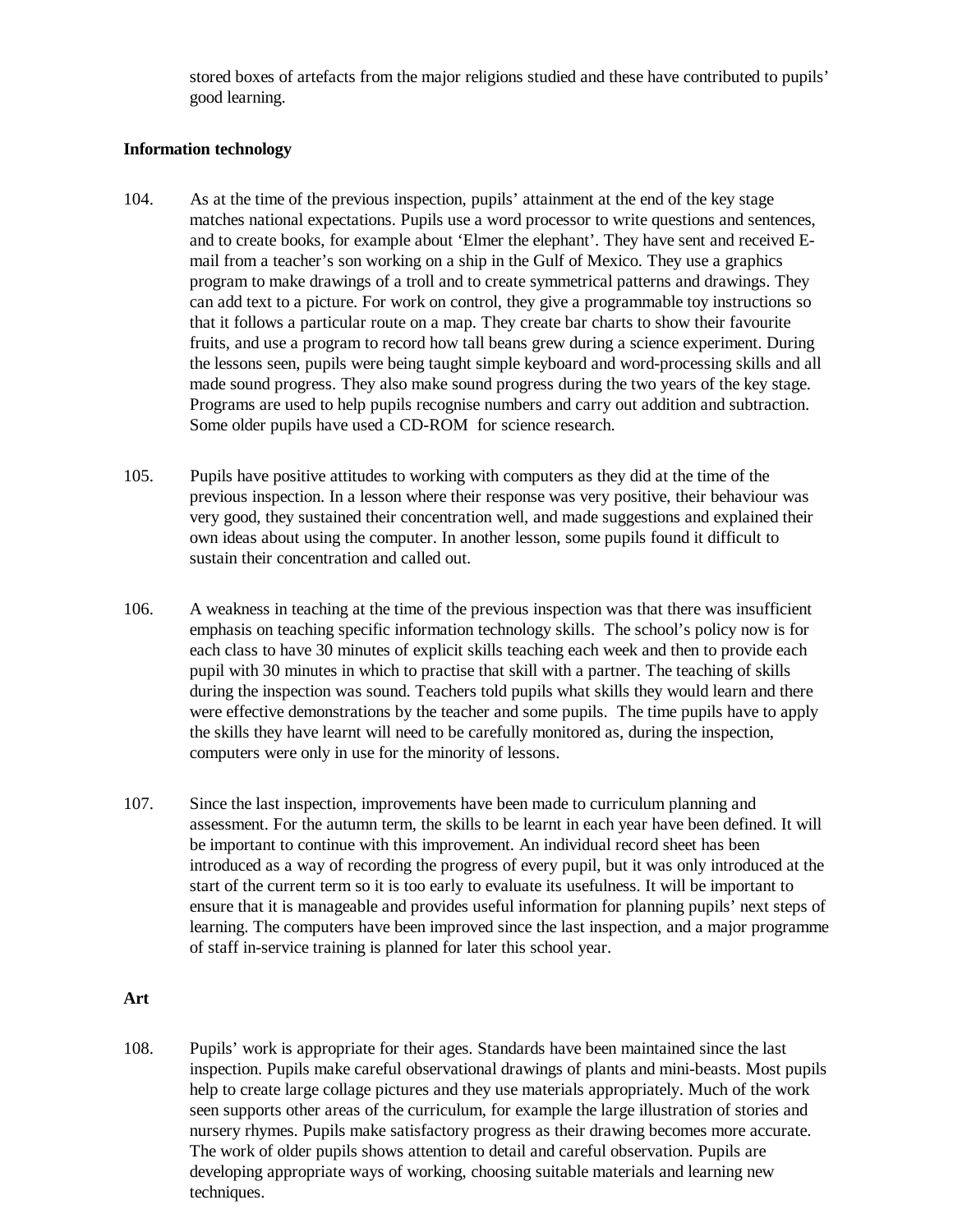stored boxes of artefacts from the major religions studied and these have contributed to pupils' good learning.

**Information technology**

104. As at the time of the previous inspection, pupils' attainment at the end of the key stage matches national expectations. Pupils use a word processor to write questions and sentences, and to create books, for example about 'Elmer the elephant'. They have sent and received E-mail from a teacher's son working on a ship in the Gulf of Mexico. They use a graphics program to make drawings of a troll and to create symmetrical patterns and drawings. They can add text to a picture. For work on control, they give a programmable toy instructions so that it follows a particular route on a map. They create bar charts to show their favourite fruits, and use a program to record how tall beans grew during a science experiment. During the lessons seen, pupils were being taught simple keyboard and word-processing skills and all made sound progress. They also make sound progress during the two years of the key stage. Programs are used to help pupils recognise numbers and carry out addition and subtraction. Some older pupils have used a CD-ROM for science research.

105. Pupils have positive attitudes to working with computers as they did at the time of the previous inspection. In a lesson where their response was very positive, their behaviour was very good, they sustained their concentration well, and made suggestions and explained their own ideas about using the computer. In another lesson, some pupils found it difficult to sustain their concentration and called out.

106. A weakness in teaching at the time of the previous inspection was that there was insufficient emphasis on teaching specific information technology skills. The school's policy now is for each class to have 30 minutes of explicit skills teaching each week and then to provide each pupil with 30 minutes in which to practise that skill with a partner. The teaching of skills during the inspection was sound. Teachers told pupils what skills they would learn and there were effective demonstrations by the teacher and some pupils. The time pupils have to apply the skills they have learnt will need to be carefully monitored as, during the inspection, computers were only in use for the minority of lessons.

107. Since the last inspection, improvements have been made to curriculum planning and assessment. For the autumn term, the skills to be learnt in each year have been defined. It will be important to continue with this improvement. An individual record sheet has been introduced as a way of recording the progress of every pupil, but it was only introduced at the start of the current term so it is too early to evaluate its usefulness. It will be important to ensure that it is manageable and provides useful information for planning pupils' next steps of learning. The computers have been improved since the last inspection, and a major programme of staff in-service training is planned for later this school year.

**Art**

108. Pupils' work is appropriate for their ages. Standards have been maintained since the last inspection. Pupils make careful observational drawings of plants and mini-beasts. Most pupils help to create large collage pictures and they use materials appropriately. Much of the work seen supports other areas of the curriculum, for example the large illustration of stories and nursery rhymes. Pupils make satisfactory progress as their drawing becomes more accurate. The work of older pupils shows attention to detail and careful observation. Pupils are developing appropriate ways of working, choosing suitable materials and learning new techniques.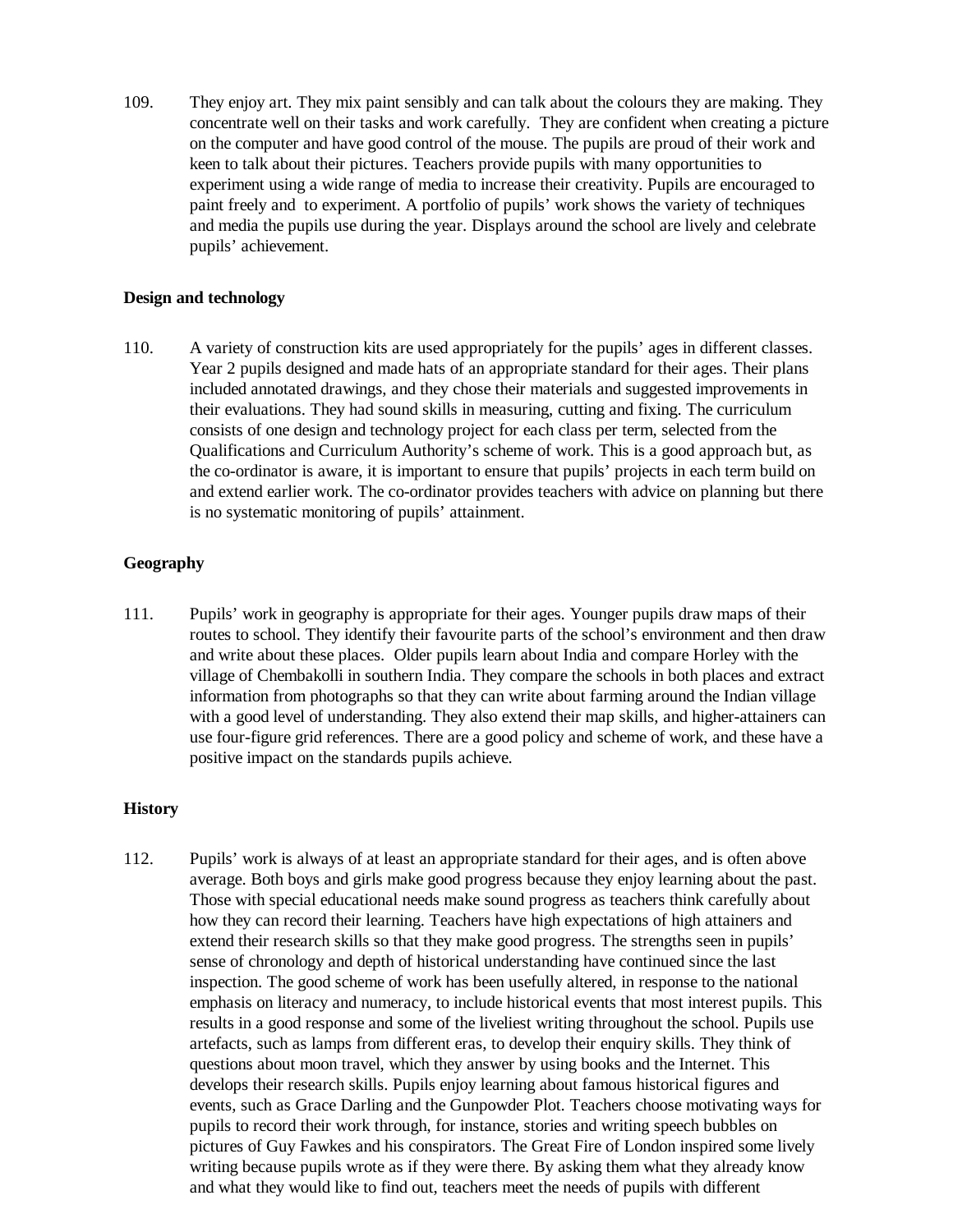109. They enjoy art. They mix paint sensibly and can talk about the colours they are making. They concentrate well on their tasks and work carefully. They are confident when creating a picture on the computer and have good control of the mouse. The pupils are proud of their work and keen to talk about their pictures. Teachers provide pupils with many opportunities to experiment using a wide range of media to increase their creativity. Pupils are encouraged to paint freely and to experiment. A portfolio of pupils' work shows the variety of techniques and media the pupils use during the year. Displays around the school are lively and celebrate pupils' achievement.

**Design and technology**

110. A variety of construction kits are used appropriately for the pupils' ages in different classes. Year 2 pupils designed and made hats of an appropriate standard for their ages. Their plans included annotated drawings, and they chose their materials and suggested improvements in their evaluations. They had sound skills in measuring, cutting and fixing. The curriculum consists of one design and technology project for each class per term, selected from the Qualifications and Curriculum Authority's scheme of work. This is a good approach but, as the co-ordinator is aware, it is important to ensure that pupils' projects in each term build on and extend earlier work. The co-ordinator provides teachers with advice on planning but there is no systematic monitoring of pupils' attainment.

**Geography**

111. Pupils' work in geography is appropriate for their ages. Younger pupils draw maps of their routes to school. They identify their favourite parts of the school's environment and then draw and write about these places. Older pupils learn about India and compare Horley with the village of Chembakolli in southern India. They compare the schools in both places and extract information from photographs so that they can write about farming around the Indian village with a good level of understanding. They also extend their map skills, and higher-attainers can use four-figure grid references. There are a good policy and scheme of work, and these have a positive impact on the standards pupils achieve.

**History**

112. Pupils' work is always of at least an appropriate standard for their ages, and is often above average. Both boys and girls make good progress because they enjoy learning about the past. Those with special educational needs make sound progress as teachers think carefully about how they can record their learning. Teachers have high expectations of high attainers and extend their research skills so that they make good progress. The strengths seen in pupils' sense of chronology and depth of historical understanding have continued since the last inspection. The good scheme of work has been usefully altered, in response to the national emphasis on literacy and numeracy, to include historical events that most interest pupils. This results in a good response and some of the liveliest writing throughout the school. Pupils use artefacts, such as lamps from different eras, to develop their enquiry skills. They think of questions about moon travel, which they answer by using books and the Internet. This develops their research skills. Pupils enjoy learning about famous historical figures and events, such as Grace Darling and the Gunpowder Plot. Teachers choose motivating ways for pupils to record their work through, for instance, stories and writing speech bubbles on pictures of Guy Fawkes and his conspirators. The Great Fire of London inspired some lively writing because pupils wrote as if they were there. By asking them what they already know and what they would like to find out, teachers meet the needs of pupils with different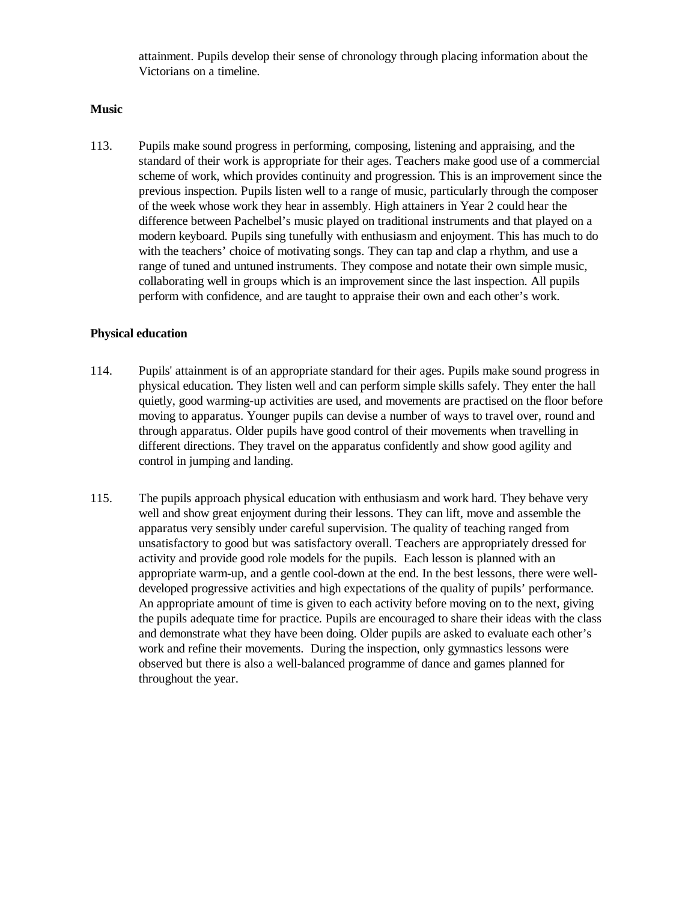attainment. Pupils develop their sense of chronology through placing information about the Victorians on a timeline.

**Music**

113. Pupils make sound progress in performing, composing, listening and appraising, and the standard of their work is appropriate for their ages. Teachers make good use of a commercial scheme of work, which provides continuity and progression. This is an improvement since the previous inspection. Pupils listen well to a range of music, particularly through the composer of the week whose work they hear in assembly. High attainers in Year 2 could hear the difference between Pachelbel's music played on traditional instruments and that played on a modern keyboard. Pupils sing tunefully with enthusiasm and enjoyment. This has much to do with the teachers' choice of motivating songs. They can tap and clap a rhythm, and use a range of tuned and untuned instruments. They compose and notate their own simple music, collaborating well in groups which is an improvement since the last inspection. All pupils perform with confidence, and are taught to appraise their own and each other's work.

**Physical education**

114. Pupils' attainment is of an appropriate standard for their ages. Pupils make sound progress in physical education. They listen well and can perform simple skills safely. They enter the hall quietly, good warming-up activities are used, and movements are practised on the floor before moving to apparatus. Younger pupils can devise a number of ways to travel over, round and through apparatus. Older pupils have good control of their movements when travelling in different directions. They travel on the apparatus confidently and show good agility and control in jumping and landing.

115. The pupils approach physical education with enthusiasm and work hard. They behave very well and show great enjoyment during their lessons. They can lift, move and assemble the apparatus very sensibly under careful supervision. The quality of teaching ranged from unsatisfactory to good but was satisfactory overall. Teachers are appropriately dressed for activity and provide good role models for the pupils. Each lesson is planned with an appropriate warm-up, and a gentle cool-down at the end. In the best lessons, there were well-developed progressive activities and high expectations of the quality of pupils' performance. An appropriate amount of time is given to each activity before moving on to the next, giving the pupils adequate time for practice. Pupils are encouraged to share their ideas with the class and demonstrate what they have been doing. Older pupils are asked to evaluate each other's work and refine their movements. During the inspection, only gymnastics lessons were observed but there is also a well-balanced programme of dance and games planned for throughout the year.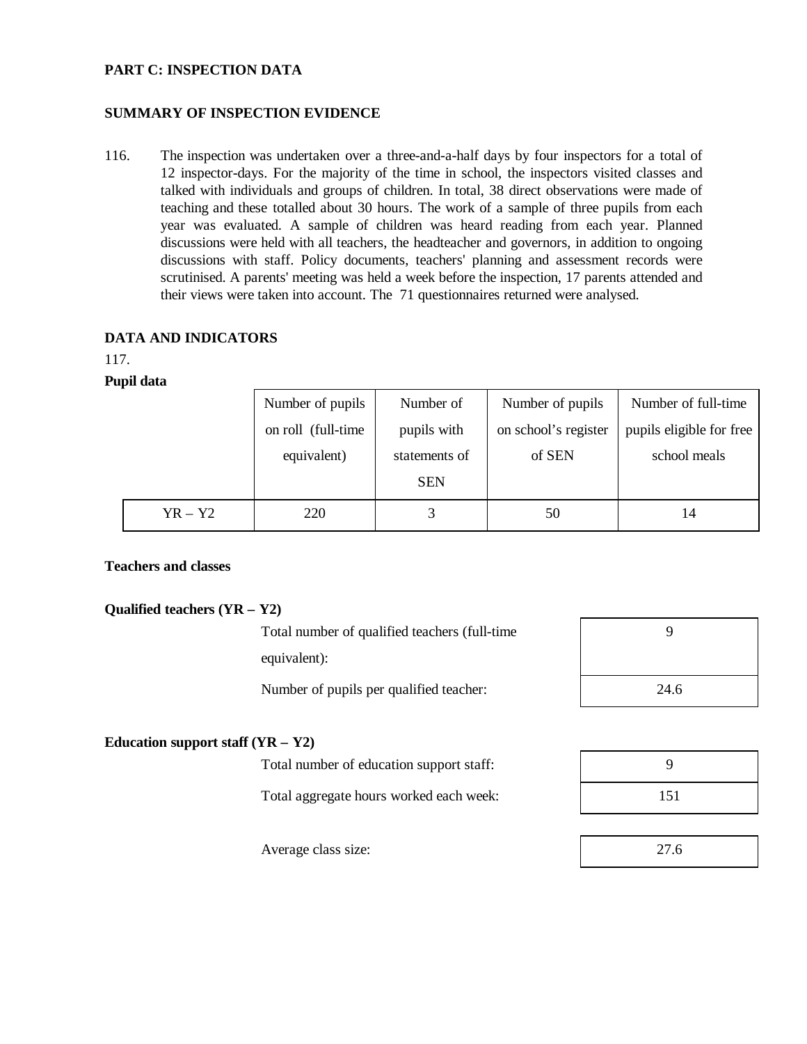## PART C: INSPECTION DATA

### SUMMARY OF INSPECTION EVIDENCE

116. The inspection was undertaken over a three-and-a-half days by four inspectors for a total of 12 inspector-days. For the majority of the time in school, the inspectors visited classes and talked with individuals and groups of children. In total, 38 direct observations were made of teaching and these totalled about 30 hours. The work of a sample of three pupils from each year was evaluated. A sample of children was heard reading from each year. Planned discussions were held with all teachers, the headteacher and governors, in addition to ongoing discussions with staff. Policy documents, teachers' planning and assessment records were scrutinised. A parents' meeting was held a week before the inspection, 17 parents attended and their views were taken into account. The 71 questionnaires returned were analysed.

### DATA AND INDICATORS

117.

**Pupil data**

| | Number of pupils on roll (full-time equivalent) | Number of pupils with statements of SEN | Number of pupils on school's register of SEN | Number of full-time pupils eligible for free school meals |
|---|---|---|---|---|
| YR – Y2 | 220 | 3 | 50 | 14 |

**Teachers and classes**

**Qualified teachers (YR – Y2)**

| | |
|---|---|
| Total number of qualified teachers (full-time equivalent): | 9 |
| Number of pupils per qualified teacher: | 24.6 |

**Education support staff (YR – Y2)**

| | |
|---|---|
| Total number of education support staff: | 9 |
| Total aggregate hours worked each week: | 151 |

| | |
|---|---|
| Average class size: | 27.6 |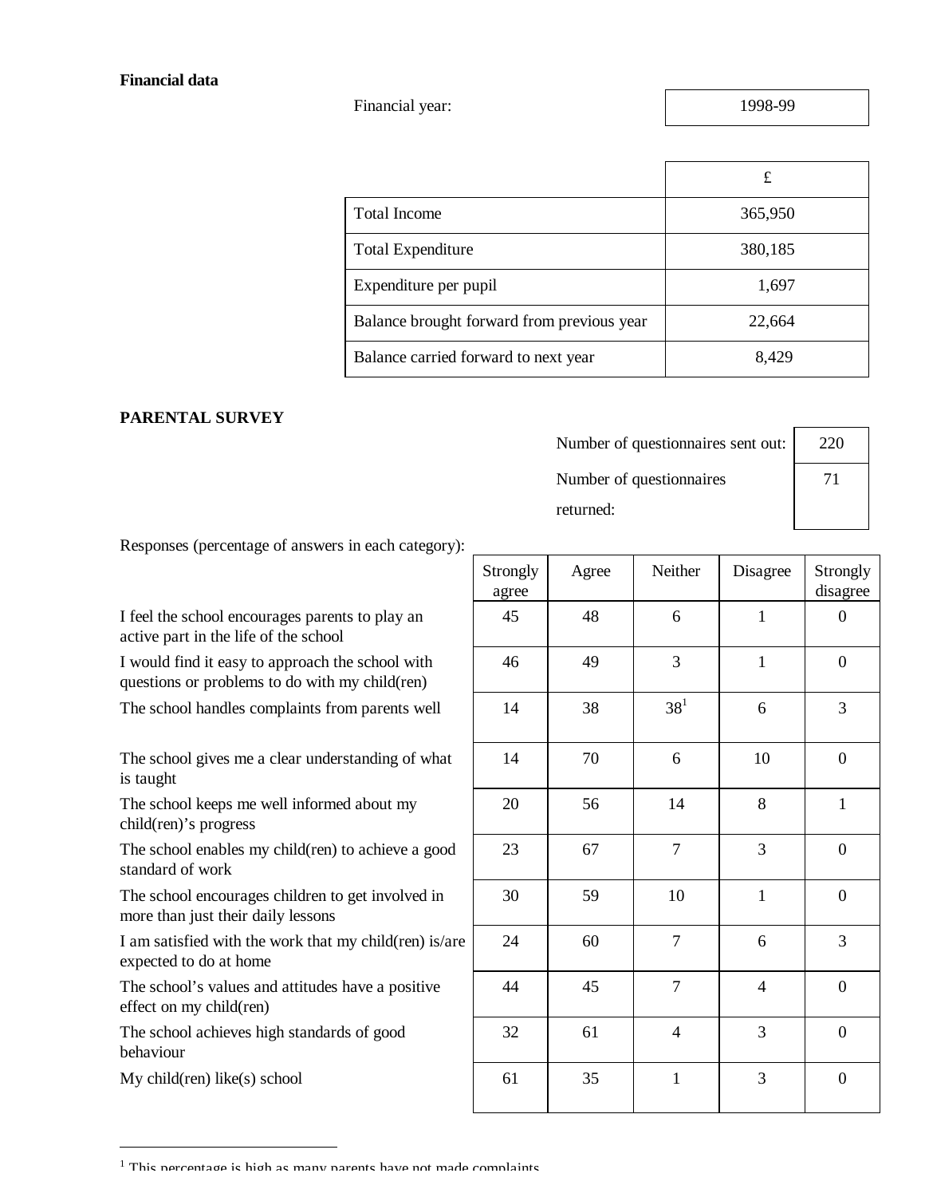**Financial data**

| | |
|---|---|
| Financial year: | 1998-99 |

| | £ |
|---|---|
| Total Income | 365,950 |
| Total Expenditure | 380,185 |
| Expenditure per pupil | 1,697 |
| Balance brought forward from previous year | 22,664 |
| Balance carried forward to next year | 8,429 |

**PARENTAL SURVEY**

| | |
|---|---|
| Number of questionnaires sent out: | 220 |
| Number of questionnaires returned: | 71 |

Responses (percentage of answers in each category):

| | Strongly agree | Agree | Neither | Disagree | Strongly disagree |
|---|---|---|---|---|---|
| I feel the school encourages parents to play an active part in the life of the school | 45 | 48 | 6 | 1 | 0 |
| I would find it easy to approach the school with questions or problems to do with my child(ren) | 46 | 49 | 3 | 1 | 0 |
| The school handles complaints from parents well | 14 | 38 | 38[1] | 6 | 3 |
| The school gives me a clear understanding of what is taught | 14 | 70 | 6 | 10 | 0 |
| The school keeps me well informed about my child(ren)'s progress | 20 | 56 | 14 | 8 | 1 |
| The school enables my child(ren) to achieve a good standard of work | 23 | 67 | 7 | 3 | 0 |
| The school encourages children to get involved in more than just their daily lessons | 30 | 59 | 10 | 1 | 0 |
| I am satisfied with the work that my child(ren) is/are expected to do at home | 24 | 60 | 7 | 6 | 3 |
| The school's values and attitudes have a positive effect on my child(ren) | 44 | 45 | 7 | 4 | 0 |
| The school achieves high standards of good behaviour | 32 | 61 | 4 | 3 | 0 |
| My child(ren) like(s) school | 61 | 35 | 1 | 3 | 0 |

[1] This percentage is high as many parents have not made complaints.